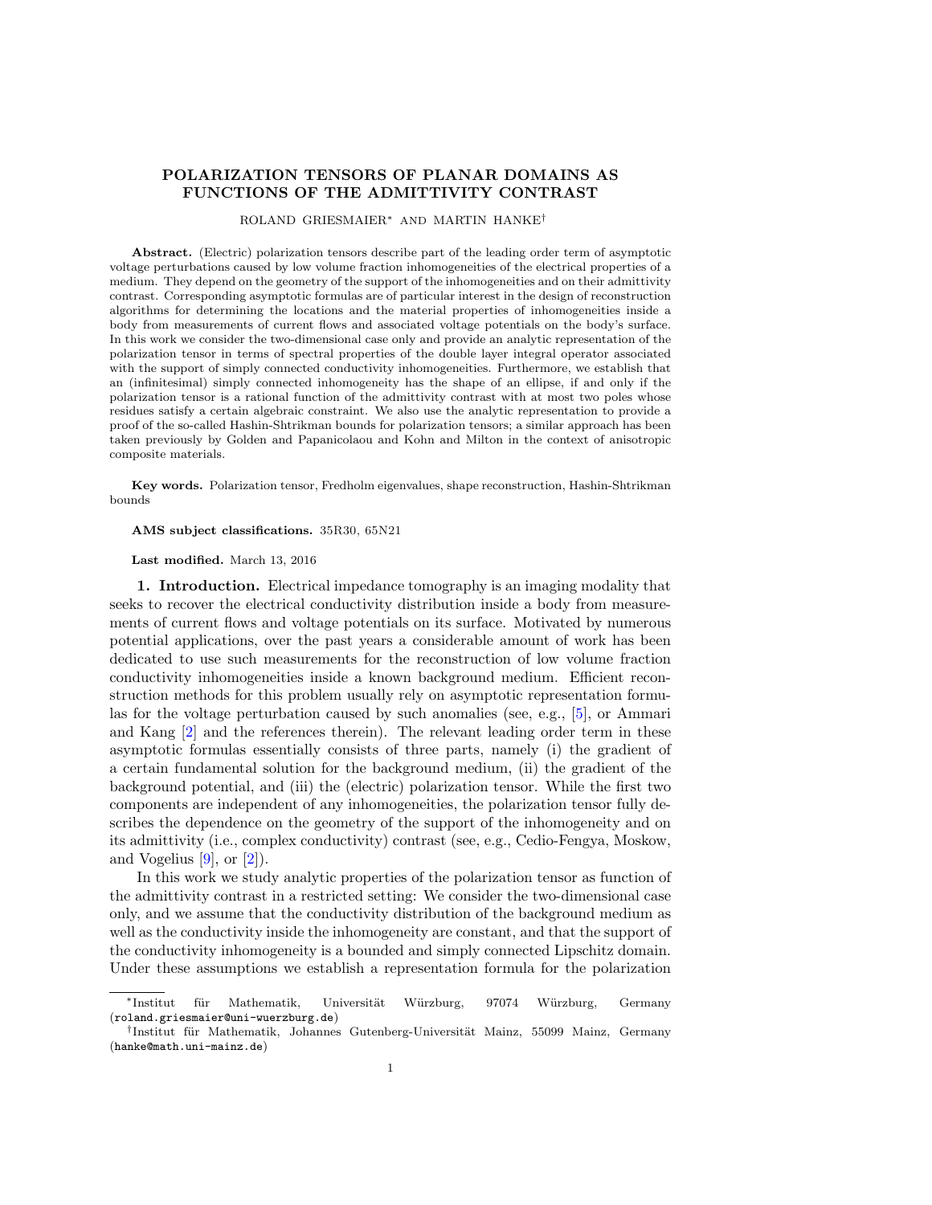# POLARIZATION TENSORS OF PLANAR DOMAINS AS FUNCTIONS OF THE ADMITTIVITY CONTRAST

ROLAND GRIESMAIER* AND MARTIN HANKE†

**Abstract.** (Electric) polarization tensors describe part of the leading order term of asymptotic voltage perturbations caused by low volume fraction inhomogeneities of the electrical properties of a medium. They depend on the geometry of the support of the inhomogeneities and on their admittivity contrast. Corresponding asymptotic formulas are of particular interest in the design of reconstruction algorithms for determining the locations and the material properties of inhomogeneities inside a body from measurements of current flows and associated voltage potentials on the body's surface. In this work we consider the two-dimensional case only and provide an analytic representation of the polarization tensor in terms of spectral properties of the double layer integral operator associated with the support of simply connected conductivity inhomogeneities. Furthermore, we establish that an (infinitesimal) simply connected inhomogeneity has the shape of an ellipse, if and only if the polarization tensor is a rational function of the admittivity contrast with at most two poles whose residues satisfy a certain algebraic constraint. We also use the analytic representation to provide a proof of the so-called Hashin-Shtrikman bounds for polarization tensors; a similar approach has been taken previously by Golden and Papanicolaou and Kohn and Milton in the context of anisotropic composite materials.

**Key words.** Polarization tensor, Fredholm eigenvalues, shape reconstruction, Hashin-Shtrikman bounds

**AMS subject classifications.** 35R30, 65N21

**Last modified.** March 13, 2016

**1. Introduction.** Electrical impedance tomography is an imaging modality that seeks to recover the electrical conductivity distribution inside a body from measurements of current flows and voltage potentials on its surface. Motivated by numerous potential applications, over the past years a considerable amount of work has been dedicated to use such measurements for the reconstruction of low volume fraction conductivity inhomogeneities inside a known background medium. Efficient reconstruction methods for this problem usually rely on asymptotic representation formulas for the voltage perturbation caused by such anomalies (see, e.g., [5], or Ammari and Kang [2] and the references therein). The relevant leading order term in these asymptotic formulas essentially consists of three parts, namely (i) the gradient of a certain fundamental solution for the background medium, (ii) the gradient of the background potential, and (iii) the (electric) polarization tensor. While the first two components are independent of any inhomogeneities, the polarization tensor fully describes the dependence on the geometry of the support of the inhomogeneity and on its admittivity (i.e., complex conductivity) contrast (see, e.g., Cedio-Fengya, Moskow, and Vogelius [9], or [2]).

In this work we study analytic properties of the polarization tensor as function of the admittivity contrast in a restricted setting: We consider the two-dimensional case only, and we assume that the conductivity distribution of the background medium as well as the conductivity inside the inhomogeneity are constant, and that the support of the conductivity inhomogeneity is a bounded and simply connected Lipschitz domain. Under these assumptions we establish a representation formula for the polarization

*Institut für Mathematik, Universität Würzburg, 97074 Würzburg, Germany (roland.griesmaier@uni-wuerzburg.de)

†Institut für Mathematik, Johannes Gutenberg-Universität Mainz, 55099 Mainz, Germany (hanke@math.uni-mainz.de)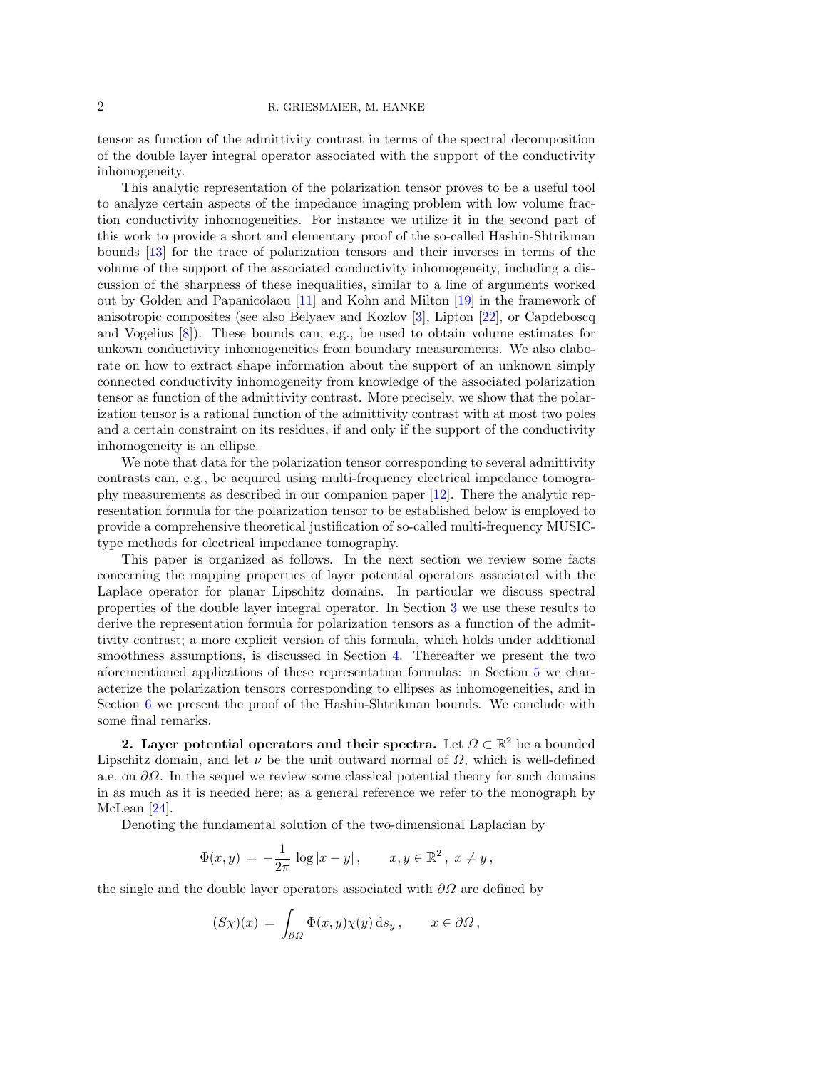tensor as function of the admittivity contrast in terms of the spectral decomposition of the double layer integral operator associated with the support of the conductivity inhomogeneity.

This analytic representation of the polarization tensor proves to be a useful tool to analyze certain aspects of the impedance imaging problem with low volume fraction conductivity inhomogeneities. For instance we utilize it in the second part of this work to provide a short and elementary proof of the so-called Hashin-Shtrikman bounds [13] for the trace of polarization tensors and their inverses in terms of the volume of the support of the associated conductivity inhomogeneity, including a discussion of the sharpness of these inequalities, similar to a line of arguments worked out by Golden and Papanicolaou [11] and Kohn and Milton [19] in the framework of anisotropic composites (see also Belyaev and Kozlov [3], Lipton [22], or Capdeboscq and Vogelius [8]). These bounds can, e.g., be used to obtain volume estimates for unkown conductivity inhomogeneities from boundary measurements. We also elaborate on how to extract shape information about the support of an unknown simply connected conductivity inhomogeneity from knowledge of the associated polarization tensor as function of the admittivity contrast. More precisely, we show that the polarization tensor is a rational function of the admittivity contrast with at most two poles and a certain constraint on its residues, if and only if the support of the conductivity inhomogeneity is an ellipse.

We note that data for the polarization tensor corresponding to several admittivity contrasts can, e.g., be acquired using multi-frequency electrical impedance tomography measurements as described in our companion paper [12]. There the analytic representation formula for the polarization tensor to be established below is employed to provide a comprehensive theoretical justification of so-called multi-frequency MUSIC-type methods for electrical impedance tomography.

This paper is organized as follows. In the next section we review some facts concerning the mapping properties of layer potential operators associated with the Laplace operator for planar Lipschitz domains. In particular we discuss spectral properties of the double layer integral operator. In Section 3 we use these results to derive the representation formula for polarization tensors as a function of the admittivity contrast; a more explicit version of this formula, which holds under additional smoothness assumptions, is discussed in Section 4. Thereafter we present the two aforementioned applications of these representation formulas: in Section 5 we characterize the polarization tensors corresponding to ellipses as inhomogeneities, and in Section 6 we present the proof of the Hashin-Shtrikman bounds. We conclude with some final remarks.

## 2. Layer potential operators and their spectra.

Let $\Omega \subset \mathbb{R}^2$ be a bounded Lipschitz domain, and let $\nu$ be the unit outward normal of $\Omega$, which is well-defined a.e. on $\partial\Omega$. In the sequel we review some classical potential theory for such domains in as much as it is needed here; as a general reference we refer to the monograph by McLean [24].

Denoting the fundamental solution of the two-dimensional Laplacian by

$$\Phi(x,y) \,=\, -\frac{1}{2\pi}\,\log|x-y|\,, \qquad x,y \in \mathbb{R}^2\,,\; x \neq y\,,$$

the single and the double layer operators associated with $\partial\Omega$ are defined by

$$(S\chi)(x) \,=\, \int_{\partial\Omega} \Phi(x,y)\chi(y)\,\mathrm{d}s_y\,, \qquad x \in \partial\Omega\,,$$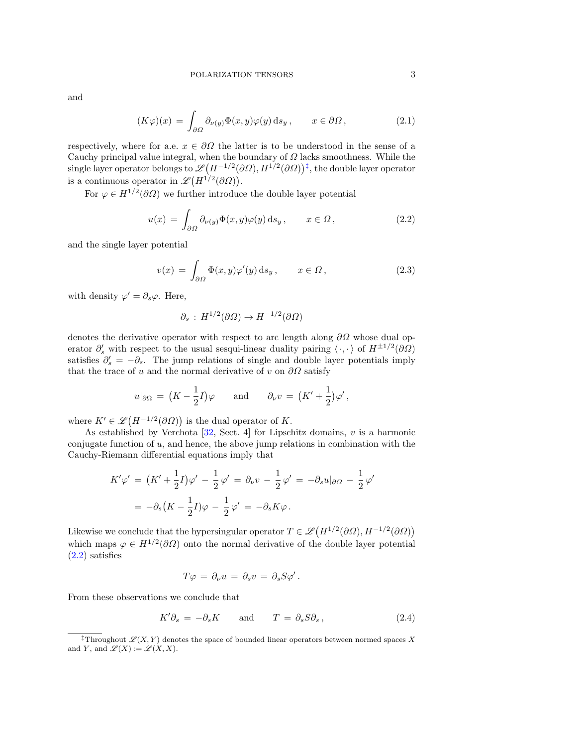and

$$(K\varphi)(x) \,=\, \int_{\partial\Omega} \partial_{\nu(y)}\Phi(x,y)\varphi(y)\,\mathrm{d}s_y\,, \qquad x \in \partial\Omega\,, \tag{2.1}$$

respectively, where for a.e. $x \in \partial\Omega$ the latter is to be understood in the sense of a Cauchy principal value integral, when the boundary of $\Omega$ lacks smoothness. While the single layer operator belongs to $\mathscr{L}\big(H^{-1/2}(\partial\Omega), H^{1/2}(\partial\Omega)\big)$[‡], the double layer operator is a continuous operator in $\mathscr{L}\big(H^{1/2}(\partial\Omega)\big)$.

For $\varphi \in H^{1/2}(\partial\Omega)$ we further introduce the double layer potential

$$u(x) \,=\, \int_{\partial\Omega} \partial_{\nu(y)}\Phi(x,y)\varphi(y)\,\mathrm{d}s_y\,, \qquad x \in \Omega\,, \tag{2.2}$$

and the single layer potential

$$v(x) \,=\, \int_{\partial\Omega} \Phi(x,y)\varphi'(y)\,\mathrm{d}s_y\,, \qquad x \in \Omega\,, \tag{2.3}$$

with density $\varphi' = \partial_s\varphi$. Here,

$$\partial_s \,:\, H^{1/2}(\partial\Omega) \to H^{-1/2}(\partial\Omega)$$

denotes the derivative operator with respect to arc length along $\partial\Omega$ whose dual operator $\partial_s'$ with respect to the usual sesqui-linear duality pairing $\langle\,\cdot\,,\cdot\,\rangle$ of $H^{\pm 1/2}(\partial\Omega)$ satisfies $\partial_s' = -\partial_s$. The jump relations of single and double layer potentials imply that the trace of $u$ and the normal derivative of $v$ on $\partial\Omega$ satisfy

$$u|_{\partial\Omega} \,=\, \big(K - \frac{1}{2}I\big)\varphi \qquad \text{and} \qquad \partial_\nu v \,=\, \big(K' + \frac{1}{2}\big)\varphi'\,,$$

where $K' \in \mathscr{L}\big(H^{-1/2}(\partial\Omega)\big)$ is the dual operator of $K$.

As established by Verchota [32, Sect. 4] for Lipschitz domains, $v$ is a harmonic conjugate function of $u$, and hence, the above jump relations in combination with the Cauchy-Riemann differential equations imply that

$$\begin{aligned} K'\varphi' \,&=\, \big(K' + \frac{1}{2}I\big)\varphi' - \frac{1}{2}\,\varphi' \,=\, \partial_\nu v - \frac{1}{2}\,\varphi' \,=\, -\partial_s u|_{\partial\Omega} - \frac{1}{2}\,\varphi' \\ &=\, -\partial_s\big(K - \frac{1}{2}I\big)\varphi - \frac{1}{2}\,\varphi' \,=\, -\partial_s K\varphi\,. \end{aligned}$$

Likewise we conclude that the hypersingular operator $T \in \mathscr{L}\big(H^{1/2}(\partial\Omega), H^{-1/2}(\partial\Omega)\big)$ which maps $\varphi \in H^{1/2}(\partial\Omega)$ onto the normal derivative of the double layer potential (2.2) satisfies

$$T\varphi \,=\, \partial_\nu u \,=\, \partial_s v \,=\, \partial_s S\varphi'\,.$$

From these observations we conclude that

$$K'\partial_s \,=\, -\partial_s K \qquad \text{and} \qquad T \,=\, \partial_s S \partial_s\,, \tag{2.4}$$

[‡] Throughout $\mathscr{L}(X, Y)$ denotes the space of bounded linear operators between normed spaces $X$ and $Y$, and $\mathscr{L}(X) := \mathscr{L}(X, X)$.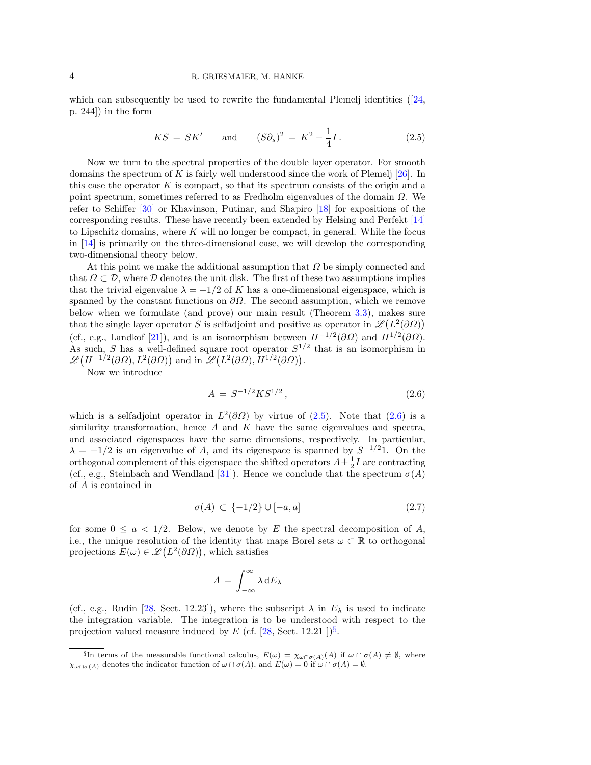which can subsequently be used to rewrite the fundamental Plemelj identities ([24, p. 244]) in the form

$$KS \,=\, SK' \qquad \text{and} \qquad (S\partial_s)^2 \,=\, K^2 - \frac{1}{4}I\,. \tag{2.5}$$

Now we turn to the spectral properties of the double layer operator. For smooth domains the spectrum of $K$ is fairly well understood since the work of Plemelj [26]. In this case the operator $K$ is compact, so that its spectrum consists of the origin and a point spectrum, sometimes referred to as Fredholm eigenvalues of the domain $\Omega$. We refer to Schiffer [30] or Khavinson, Putinar, and Shapiro [18] for expositions of the corresponding results. These have recently been extended by Helsing and Perfekt [14] to Lipschitz domains, where $K$ will no longer be compact, in general. While the focus in [14] is primarily on the three-dimensional case, we will develop the corresponding two-dimensional theory below.

At this point we make the additional assumption that $\Omega$ be simply connected and that $\Omega \subset \mathcal{D}$, where $\mathcal{D}$ denotes the unit disk. The first of these two assumptions implies that the trivial eigenvalue $\lambda = -1/2$ of $K$ has a one-dimensional eigenspace, which is spanned by the constant functions on $\partial\Omega$. The second assumption, which we remove below when we formulate (and prove) our main result (Theorem 3.3), makes sure that the single layer operator $S$ is selfadjoint and positive as operator in $\mathscr{L}\big(L^2(\partial\Omega)\big)$ (cf., e.g., Landkof [21]), and is an isomorphism between $H^{-1/2}(\partial\Omega)$ and $H^{1/2}(\partial\Omega)$. As such, $S$ has a well-defined square root operator $S^{1/2}$ that is an isomorphism in $\mathscr{L}\big(H^{-1/2}(\partial\Omega), L^2(\partial\Omega)\big)$ and in $\mathscr{L}\big(L^2(\partial\Omega), H^{1/2}(\partial\Omega)\big)$.

Now we introduce

$$A \,=\, S^{-1/2} K S^{1/2}\,, \tag{2.6}$$

which is a selfadjoint operator in $L^2(\partial\Omega)$ by virtue of (2.5). Note that (2.6) is a similarity transformation, hence $A$ and $K$ have the same eigenvalues and spectra, and associated eigenspaces have the same dimensions, respectively. In particular, $\lambda = -1/2$ is an eigenvalue of $A$, and its eigenspace is spanned by $S^{-1/2}1$. On the orthogonal complement of this eigenspace the shifted operators $A \pm \frac{1}{2}I$ are contracting (cf., e.g., Steinbach and Wendland [31]). Hence we conclude that the spectrum $\sigma(A)$ of $A$ is contained in

$$\sigma(A) \,\subset\, \{-1/2\} \cup [-a, a] \tag{2.7}$$

for some $0 \leq a < 1/2$. Below, we denote by $E$ the spectral decomposition of $A$, i.e., the unique resolution of the identity that maps Borel sets $\omega \subset \mathbb{R}$ to orthogonal projections $E(\omega) \in \mathscr{L}\big(L^2(\partial\Omega)\big)$, which satisfies

$$A \,=\, \int_{-\infty}^{\infty} \lambda \,\mathrm{d}E_\lambda$$

(cf., e.g., Rudin [28, Sect. 12.23]), where the subscript $\lambda$ in $E_\lambda$ is used to indicate the integration variable. The integration is to be understood with respect to the projection valued measure induced by $E$ (cf. [28, Sect. 12.21 ])[§].

---

[§]In terms of the measurable functional calculus, $E(\omega) = \chi_{\omega\cap\sigma(A)}(A)$ if $\omega \cap \sigma(A) \neq \emptyset$, where $\chi_{\omega\cap\sigma(A)}$ denotes the indicator function of $\omega \cap \sigma(A)$, and $E(\omega) = 0$ if $\omega \cap \sigma(A) = \emptyset$.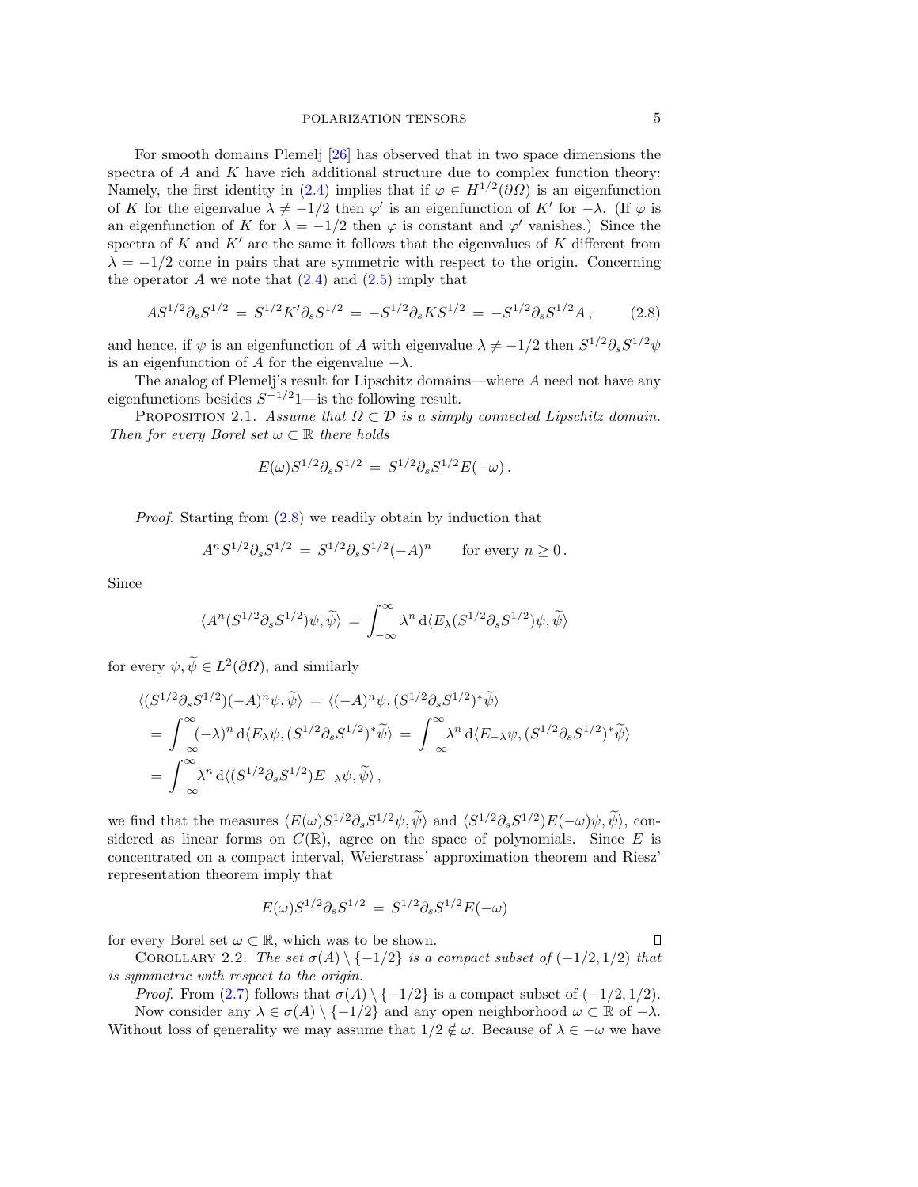For smooth domains Plemelj [26] has observed that in two space dimensions the spectra of $A$ and $K$ have rich additional structure due to complex function theory: Namely, the first identity in (2.4) implies that if $\varphi \in H^{1/2}(\partial\Omega)$ is an eigenfunction of $K$ for the eigenvalue $\lambda \neq -1/2$ then $\varphi'$ is an eigenfunction of $K'$ for $-\lambda$. (If $\varphi$ is an eigenfunction of $K$ for $\lambda = -1/2$ then $\varphi$ is constant and $\varphi'$ vanishes.) Since the spectra of $K$ and $K'$ are the same it follows that the eigenvalues of $K$ different from $\lambda = -1/2$ come in pairs that are symmetric with respect to the origin. Concerning the operator $A$ we note that (2.4) and (2.5) imply that

$$AS^{1/2}\partial_s S^{1/2} \,=\, S^{1/2}K'\partial_s S^{1/2} \,=\, -S^{1/2}\partial_s K S^{1/2} \,=\, -S^{1/2}\partial_s S^{1/2} A\,, \tag{2.8}$$

and hence, if $\psi$ is an eigenfunction of $A$ with eigenvalue $\lambda \neq -1/2$ then $S^{1/2}\partial_s S^{1/2}\psi$ is an eigenfunction of $A$ for the eigenvalue $-\lambda$.

The analog of Plemelj's result for Lipschitz domains—where $A$ need not have any eigenfunctions besides $S^{-1/2}1$—is the following result.

Proposition 2.1. *Assume that $\Omega \subset \mathcal{D}$ is a simply connected Lipschitz domain. Then for every Borel set $\omega \subset \mathbb{R}$ there holds*

$$E(\omega)S^{1/2}\partial_s S^{1/2} \,=\, S^{1/2}\partial_s S^{1/2}E(-\omega)\,.$$

*Proof.* Starting from (2.8) we readily obtain by induction that

$$A^n S^{1/2}\partial_s S^{1/2} \,=\, S^{1/2}\partial_s S^{1/2}(-A)^n \qquad \text{for every } n \geq 0\,.$$

Since

$$\langle A^n(S^{1/2}\partial_s S^{1/2})\psi, \widetilde{\psi}\rangle \,=\, \int_{-\infty}^{\infty} \lambda^n \,\mathrm{d}\langle E_\lambda(S^{1/2}\partial_s S^{1/2})\psi, \widetilde{\psi}\rangle$$

for every $\psi, \widetilde{\psi} \in L^2(\partial\Omega)$, and similarly

$$\begin{aligned}
\langle (S^{1/2}\partial_s S^{1/2})(-A)^n\psi, \widetilde{\psi}\rangle \,&=\, \langle (-A)^n\psi, (S^{1/2}\partial_s S^{1/2})^*\widetilde{\psi}\rangle \\
&= \int_{-\infty}^{\infty}(-\lambda)^n \,\mathrm{d}\langle E_\lambda\psi, (S^{1/2}\partial_s S^{1/2})^*\widetilde{\psi}\rangle \,=\, \int_{-\infty}^{\infty}\lambda^n \,\mathrm{d}\langle E_{-\lambda}\psi, (S^{1/2}\partial_s S^{1/2})^*\widetilde{\psi}\rangle \\
&= \int_{-\infty}^{\infty}\lambda^n \,\mathrm{d}\langle (S^{1/2}\partial_s S^{1/2})E_{-\lambda}\psi, \widetilde{\psi}\rangle\,,
\end{aligned}$$

we find that the measures $\langle E(\omega)S^{1/2}\partial_s S^{1/2}\psi, \widetilde{\psi}\rangle$ and $\langle (S^{1/2}\partial_s S^{1/2})E(-\omega)\psi, \widetilde{\psi}\rangle$, considered as linear forms on $C(\mathbb{R})$, agree on the space of polynomials. Since $E$ is concentrated on a compact interval, Weierstrass' approximation theorem and Riesz' representation theorem imply that

$$E(\omega)S^{1/2}\partial_s S^{1/2} \,=\, S^{1/2}\partial_s S^{1/2}E(-\omega)$$

for every Borel set $\omega \subset \mathbb{R}$, which was to be shown. ∎

Corollary 2.2. *The set $\sigma(A) \setminus \{-1/2\}$ is a compact subset of $(-1/2, 1/2)$ that is symmetric with respect to the origin.*

*Proof.* From (2.7) follows that $\sigma(A) \setminus \{-1/2\}$ is a compact subset of $(-1/2, 1/2)$.

Now consider any $\lambda \in \sigma(A) \setminus \{-1/2\}$ and any open neighborhood $\omega \subset \mathbb{R}$ of $-\lambda$. Without loss of generality we may assume that $1/2 \notin \omega$. Because of $\lambda \in -\omega$ we have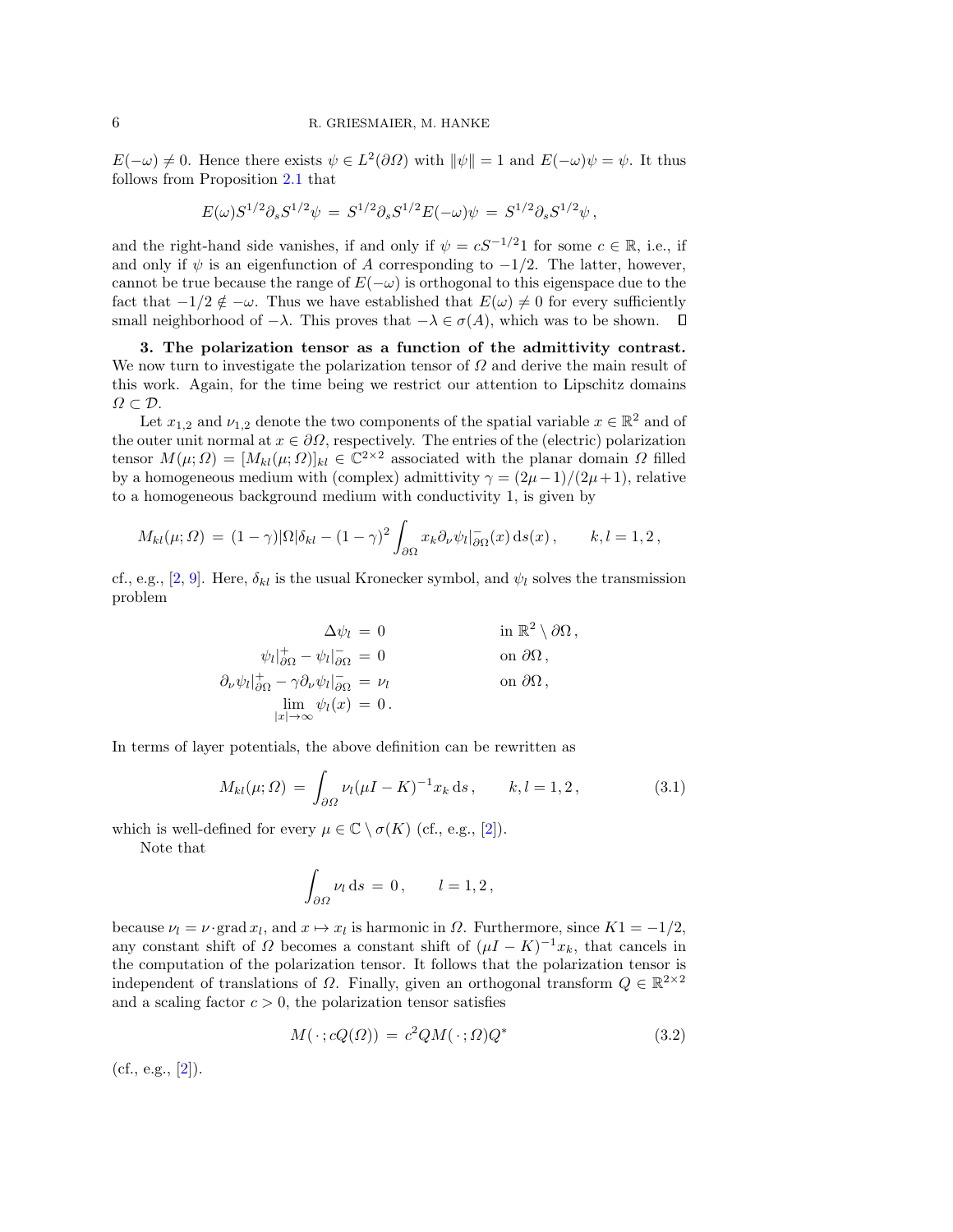$E(-\omega) \neq 0$. Hence there exists $\psi \in L^2(\partial\Omega)$ with $\|\psi\| = 1$ and $E(-\omega)\psi = \psi$. It thus follows from Proposition 2.1 that

$$E(\omega) S^{1/2} \partial_s S^{1/2} \psi \,=\, S^{1/2} \partial_s S^{1/2} E(-\omega)\psi \,=\, S^{1/2} \partial_s S^{1/2} \psi\,,$$

and the right-hand side vanishes, if and only if $\psi = cS^{-1/2}1$ for some $c \in \mathbb{R}$, i.e., if and only if $\psi$ is an eigenfunction of $A$ corresponding to $-1/2$. The latter, however, cannot be true because the range of $E(-\omega)$ is orthogonal to this eigenspace due to the fact that $-1/2 \notin -\omega$. Thus we have established that $E(\omega) \neq 0$ for every sufficiently small neighborhood of $-\lambda$. This proves that $-\lambda \in \sigma(A)$, which was to be shown. ∎

**3. The polarization tensor as a function of the admittivity contrast.** We now turn to investigate the polarization tensor of $\Omega$ and derive the main result of this work. Again, for the time being we restrict our attention to Lipschitz domains $\Omega \subset \mathcal{D}$.

Let $x_{1,2}$ and $\nu_{1,2}$ denote the two components of the spatial variable $x \in \mathbb{R}^2$ and of the outer unit normal at $x \in \partial\Omega$, respectively. The entries of the (electric) polarization tensor $M(\mu;\Omega) = [M_{kl}(\mu;\Omega)]_{kl} \in \mathbb{C}^{2\times 2}$ associated with the planar domain $\Omega$ filled by a homogeneous medium with (complex) admittivity $\gamma = (2\mu-1)/(2\mu+1)$, relative to a homogeneous background medium with conductivity 1, is given by

$$M_{kl}(\mu;\Omega) \,=\, (1-\gamma)|\Omega|\delta_{kl} - (1-\gamma)^2 \int_{\partial\Omega} x_k \partial_\nu \psi_l|^-_{\partial\Omega}(x)\,\mathrm{d}s(x)\,, \qquad k,l = 1,2\,,$$

cf., e.g., [2, 9]. Here, $\delta_{kl}$ is the usual Kronecker symbol, and $\psi_l$ solves the transmission problem

$$\begin{aligned}
\Delta\psi_l \,&=\, 0 && \text{in } \mathbb{R}^2 \setminus \partial\Omega\,,\\
\psi_l|^+_{\partial\Omega} - \psi_l|^-_{\partial\Omega} \,&=\, 0 && \text{on } \partial\Omega\,,\\
\partial_\nu\psi_l|^+_{\partial\Omega} - \gamma\partial_\nu\psi_l|^-_{\partial\Omega} \,&=\, \nu_l && \text{on } \partial\Omega\,,\\
\lim_{|x|\to\infty} \psi_l(x) \,&=\, 0\,.
\end{aligned}$$

In terms of layer potentials, the above definition can be rewritten as

$$M_{kl}(\mu;\Omega) \,=\, \int_{\partial\Omega} \nu_l (\mu I - K)^{-1} x_k \,\mathrm{d}s\,, \qquad k,l = 1,2\,, \tag{3.1}$$

which is well-defined for every $\mu \in \mathbb{C} \setminus \sigma(K)$ (cf., e.g., [2]).

Note that

$$\int_{\partial\Omega} \nu_l \,\mathrm{d}s \,=\, 0\,, \qquad l = 1,2\,,$$

because $\nu_l = \nu\cdot\operatorname{grad} x_l$, and $x \mapsto x_l$ is harmonic in $\Omega$. Furthermore, since $K1 = -1/2$, any constant shift of $\Omega$ becomes a constant shift of $(\mu I - K)^{-1}x_k$, that cancels in the computation of the polarization tensor. It follows that the polarization tensor is independent of translations of $\Omega$. Finally, given an orthogonal transform $Q \in \mathbb{R}^{2\times 2}$ and a scaling factor $c > 0$, the polarization tensor satisfies

$$M(\,\cdot\,; cQ(\Omega)) \,=\, c^2 Q M(\,\cdot\,;\Omega) Q^* \tag{3.2}$$

(cf., e.g., [2]).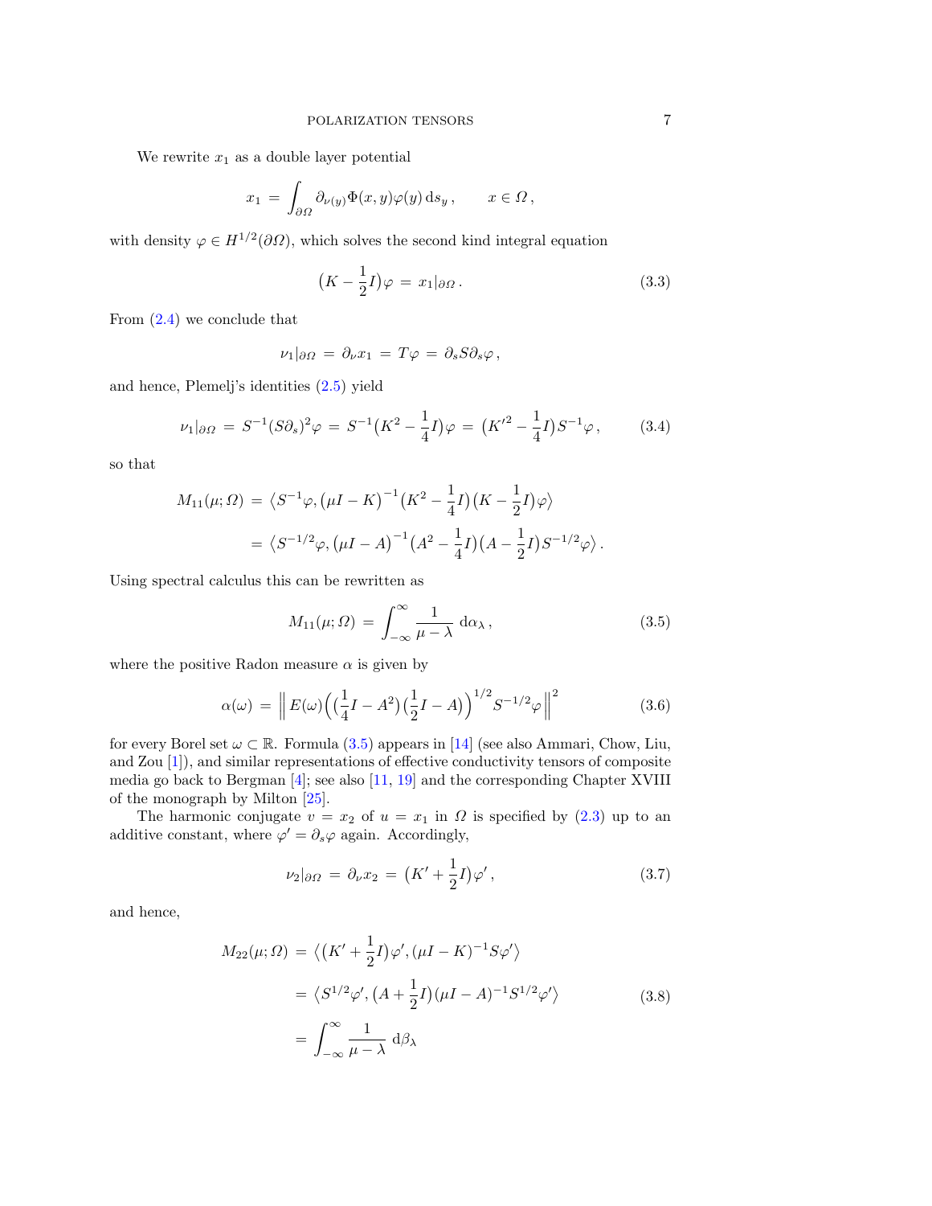We rewrite $x_1$ as a double layer potential

$$x_1 \,=\, \int_{\partial\Omega} \partial_{\nu(y)}\Phi(x,y)\varphi(y)\,\mathrm{d}s_y\,, \qquad x \in \Omega\,,$$

with density $\varphi \in H^{1/2}(\partial\Omega)$, which solves the second kind integral equation

$$\big(K - \frac{1}{2}I\big)\varphi \,=\, x_1|_{\partial\Omega}\,. \tag{3.3}$$

From (2.4) we conclude that

$$\nu_1|_{\partial\Omega} \,=\, \partial_\nu x_1 \,=\, T\varphi \,=\, \partial_s S \partial_s \varphi\,,$$

and hence, Plemelj's identities (2.5) yield

$$\nu_1|_{\partial\Omega} \,=\, S^{-1}(S\partial_s)^2\varphi \,=\, S^{-1}\big(K^2 - \frac{1}{4}I\big)\varphi \,=\, \big({K'}^2 - \frac{1}{4}I\big)S^{-1}\varphi\,, \tag{3.4}$$

so that

$$\begin{aligned}
M_{11}(\mu;\Omega) \,&=\, \big\langle S^{-1}\varphi, \big(\mu I - K\big)^{-1}\big(K^2 - \frac{1}{4}I\big)\big(K - \frac{1}{2}I\big)\varphi\big\rangle \\
&=\, \big\langle S^{-1/2}\varphi, \big(\mu I - A\big)^{-1}\big(A^2 - \frac{1}{4}I\big)\big(A - \frac{1}{2}I\big)S^{-1/2}\varphi\big\rangle\,.
\end{aligned}$$

Using spectral calculus this can be rewritten as

$$M_{11}(\mu;\Omega) \,=\, \int_{-\infty}^{\infty} \frac{1}{\mu - \lambda}\,\mathrm{d}\alpha_\lambda\,, \tag{3.5}$$

where the positive Radon measure $\alpha$ is given by

$$\alpha(\omega) \,=\, \Big\|\, E(\omega)\Big(\big(\frac{1}{4}I - A^2\big)\big(\frac{1}{2}I - A\big)\Big)^{1/2} S^{-1/2}\varphi\,\Big\|^2 \tag{3.6}$$

for every Borel set $\omega \subset \mathbb{R}$. Formula (3.5) appears in [14] (see also Ammari, Chow, Liu, and Zou [1]), and similar representations of effective conductivity tensors of composite media go back to Bergman [4]; see also [11, 19] and the corresponding Chapter XVIII of the monograph by Milton [25].

The harmonic conjugate $v = x_2$ of $u = x_1$ in $\Omega$ is specified by (2.3) up to an additive constant, where $\varphi' = \partial_s\varphi$ again. Accordingly,

$$\nu_2|_{\partial\Omega} \,=\, \partial_\nu x_2 \,=\, \big(K' + \frac{1}{2}I\big)\varphi'\,, \tag{3.7}$$

and hence,

$$\begin{aligned}
M_{22}(\mu;\Omega) \,&=\, \big\langle \big(K' + \frac{1}{2}I\big)\varphi', (\mu I - K)^{-1}S\varphi'\big\rangle \\
&=\, \big\langle S^{1/2}\varphi', \big(A + \frac{1}{2}I\big)(\mu I - A)^{-1}S^{1/2}\varphi'\big\rangle \\
&=\, \int_{-\infty}^{\infty} \frac{1}{\mu - \lambda}\,\mathrm{d}\beta_\lambda
\end{aligned} \tag{3.8}$$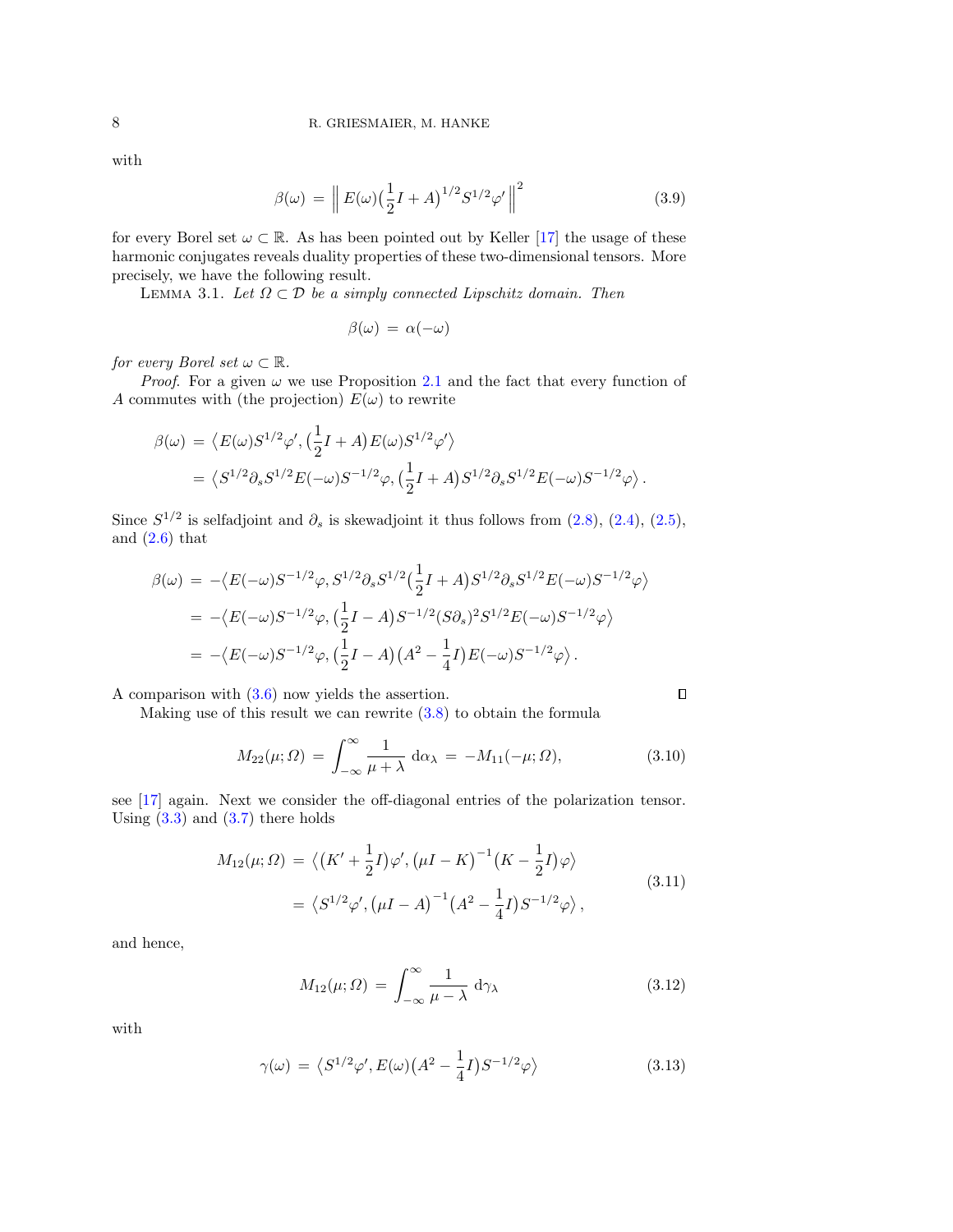with

$$\beta(\omega) \,=\, \Big\| \, E(\omega)\big(\frac{1}{2}I + A\big)^{1/2} S^{1/2}\varphi' \, \Big\|^2 \tag{3.9}$$

for every Borel set $\omega \subset \mathbb{R}$. As has been pointed out by Keller [17] the usage of these harmonic conjugates reveals duality properties of these two-dimensional tensors. More precisely, we have the following result.

LEMMA 3.1. *Let $\varOmega \subset \mathcal{D}$ be a simply connected Lipschitz domain. Then*

$$\beta(\omega) \,=\, \alpha(-\omega)$$

*for every Borel set $\omega \subset \mathbb{R}$.*

*Proof*. For a given $\omega$ we use Proposition 2.1 and the fact that every function of $A$ commutes with (the projection) $E(\omega)$ to rewrite

$$\begin{aligned}
\beta(\omega) \,&=\, \big\langle E(\omega)S^{1/2}\varphi', \big(\frac{1}{2}I + A\big)E(\omega)S^{1/2}\varphi'\big\rangle \\
&=\, \big\langle S^{1/2}\partial_s S^{1/2}E(-\omega)S^{-1/2}\varphi, \big(\frac{1}{2}I + A\big)S^{1/2}\partial_s S^{1/2}E(-\omega)S^{-1/2}\varphi\big\rangle \,.
\end{aligned}$$

Since $S^{1/2}$ is selfadjoint and $\partial_s$ is skewadjoint it thus follows from (2.8), (2.4), (2.5), and (2.6) that

$$\begin{aligned}
\beta(\omega) \,&=\, -\big\langle E(-\omega)S^{-1/2}\varphi, S^{1/2}\partial_s S^{1/2}\big(\frac{1}{2}I + A\big)S^{1/2}\partial_s S^{1/2}E(-\omega)S^{-1/2}\varphi\big\rangle \\
&=\, -\big\langle E(-\omega)S^{-1/2}\varphi, \big(\frac{1}{2}I - A\big)S^{-1/2}(S\partial_s)^2 S^{1/2}E(-\omega)S^{-1/2}\varphi\big\rangle \\
&=\, -\big\langle E(-\omega)S^{-1/2}\varphi, \big(\frac{1}{2}I - A\big)\big(A^2 - \frac{1}{4}I\big)E(-\omega)S^{-1/2}\varphi\big\rangle \,.
\end{aligned}$$

A comparison with (3.6) now yields the assertion. $\square$

Making use of this result we can rewrite (3.8) to obtain the formula

$$M_{22}(\mu;\varOmega) \,=\, \int_{-\infty}^{\infty} \frac{1}{\mu + \lambda}\, \mathrm{d}\alpha_\lambda \,=\, -M_{11}(-\mu;\varOmega), \tag{3.10}$$

see [17] again. Next we consider the off-diagonal entries of the polarization tensor. Using (3.3) and (3.7) there holds

$$\begin{aligned}
M_{12}(\mu;\varOmega) \,&=\, \big\langle \big(K' + \frac{1}{2}I\big)\varphi', \big(\mu I - K\big)^{-1}\big(K - \frac{1}{2}I\big)\varphi\big\rangle \\
&=\, \big\langle S^{1/2}\varphi', \big(\mu I - A\big)^{-1}\big(A^2 - \frac{1}{4}I\big)S^{-1/2}\varphi\big\rangle \,,
\end{aligned} \tag{3.11}$$

and hence,

$$M_{12}(\mu;\varOmega) \,=\, \int_{-\infty}^{\infty} \frac{1}{\mu - \lambda}\, \mathrm{d}\gamma_\lambda \tag{3.12}$$

with

$$\gamma(\omega) \,=\, \big\langle S^{1/2}\varphi', E(\omega)\big(A^2 - \frac{1}{4}I\big)S^{-1/2}\varphi\big\rangle \tag{3.13}$$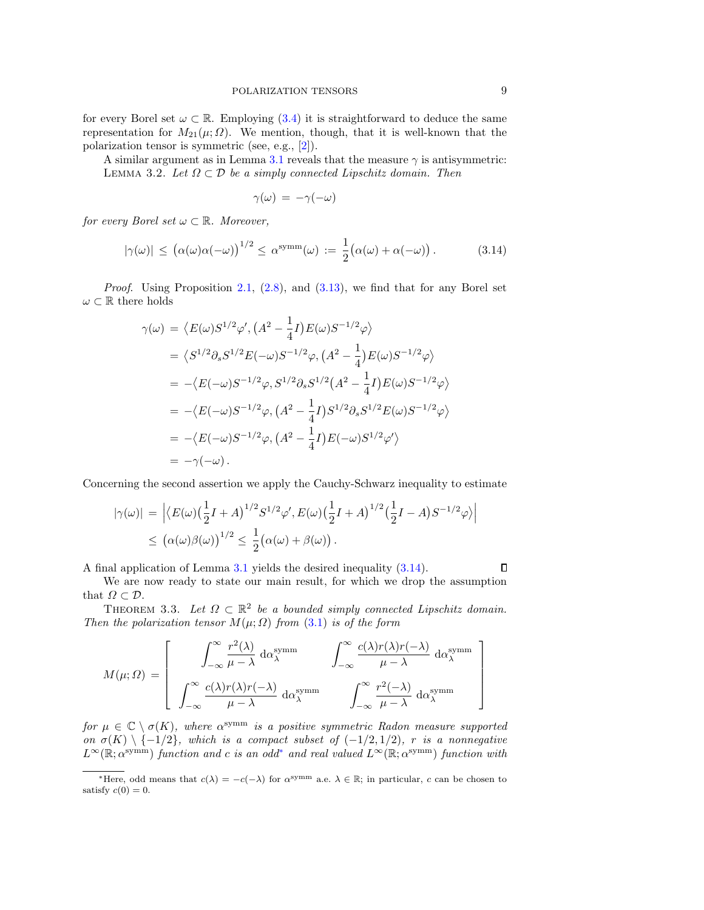for every Borel set $\omega \subset \mathbb{R}$. Employing (3.4) it is straightforward to deduce the same representation for $M_{21}(\mu;\Omega)$. We mention, though, that it is well-known that the polarization tensor is symmetric (see, e.g., [2]).

A similar argument as in Lemma 3.1 reveals that the measure $\gamma$ is antisymmetric:

LEMMA 3.2. *Let $\Omega \subset \mathcal{D}$ be a simply connected Lipschitz domain. Then*

$$\gamma(\omega) \,=\, -\gamma(-\omega)$$

*for every Borel set $\omega \subset \mathbb{R}$. Moreover,*

$$|\gamma(\omega)| \,\le\, \bigl(\alpha(\omega)\alpha(-\omega)\bigr)^{1/2} \,\le\, \alpha^{\mathrm{symm}}(\omega) \,:=\, \frac{1}{2}\bigl(\alpha(\omega)+\alpha(-\omega)\bigr)\,. \tag{3.14}$$

*Proof.* Using Proposition 2.1, (2.8), and (3.13), we find that for any Borel set $\omega \subset \mathbb{R}$ there holds

$$\begin{aligned}
\gamma(\omega) \,&=\, \bigl\langle E(\omega)S^{1/2}\varphi', \bigl(A^2 - \tfrac{1}{4}I\bigr)E(\omega)S^{-1/2}\varphi\bigr\rangle \\
&=\, \bigl\langle S^{1/2}\partial_s S^{1/2}E(-\omega)S^{-1/2}\varphi, \bigl(A^2 - \tfrac{1}{4}\bigr)E(\omega)S^{-1/2}\varphi\bigr\rangle \\
&=\, -\bigl\langle E(-\omega)S^{-1/2}\varphi, S^{1/2}\partial_s S^{1/2}\bigl(A^2 - \tfrac{1}{4}I\bigr)E(\omega)S^{-1/2}\varphi\bigr\rangle \\
&=\, -\bigl\langle E(-\omega)S^{-1/2}\varphi, \bigl(A^2 - \tfrac{1}{4}I\bigr)S^{1/2}\partial_s S^{1/2}E(\omega)S^{-1/2}\varphi\bigr\rangle \\
&=\, -\bigl\langle E(-\omega)S^{-1/2}\varphi, \bigl(A^2 - \tfrac{1}{4}I\bigr)E(-\omega)S^{1/2}\varphi'\bigr\rangle \\
&=\, -\gamma(-\omega)\,.
\end{aligned}$$

Concerning the second assertion we apply the Cauchy-Schwarz inequality to estimate

$$\begin{aligned}
|\gamma(\omega)| \,&=\, \Bigl|\bigl\langle E(\omega)\bigl(\tfrac{1}{2}I + A\bigr)^{1/2}S^{1/2}\varphi', E(\omega)\bigl(\tfrac{1}{2}I + A\bigr)^{1/2}\bigl(\tfrac{1}{2}I - A\bigr)S^{-1/2}\varphi\bigr\rangle\Bigr| \\
&\le\, \bigl(\alpha(\omega)\beta(\omega)\bigr)^{1/2} \,\le\, \frac{1}{2}\bigl(\alpha(\omega)+\beta(\omega)\bigr)\,.
\end{aligned}$$

A final application of Lemma 3.1 yields the desired inequality (3.14). ∎

We are now ready to state our main result, for which we drop the assumption that $\Omega \subset \mathcal{D}$.

THEOREM 3.3. *Let $\Omega \subset \mathbb{R}^2$ be a bounded simply connected Lipschitz domain. Then the polarization tensor $M(\mu;\Omega)$ from (3.1) is of the form*

$$M(\mu;\Omega) \,=\, \begin{bmatrix} \displaystyle\int_{-\infty}^{\infty} \frac{r^2(\lambda)}{\mu-\lambda}\,\mathrm{d}\alpha_\lambda^{\mathrm{symm}} & \displaystyle\int_{-\infty}^{\infty} \frac{c(\lambda)r(\lambda)r(-\lambda)}{\mu-\lambda}\,\mathrm{d}\alpha_\lambda^{\mathrm{symm}} \\[2ex] \displaystyle\int_{-\infty}^{\infty} \frac{c(\lambda)r(\lambda)r(-\lambda)}{\mu-\lambda}\,\mathrm{d}\alpha_\lambda^{\mathrm{symm}} & \displaystyle\int_{-\infty}^{\infty} \frac{r^2(-\lambda)}{\mu-\lambda}\,\mathrm{d}\alpha_\lambda^{\mathrm{symm}} \end{bmatrix}$$

*for $\mu \in \mathbb{C}\setminus\sigma(K)$, where $\alpha^{\mathrm{symm}}$ is a positive symmetric Radon measure supported on $\sigma(K)\setminus\{-1/2\}$, which is a compact subset of $(-1/2,1/2)$, $r$ is a nonnegative $L^\infty(\mathbb{R};\alpha^{\mathrm{symm}})$ function and $c$ is an odd*[*] *and real valued $L^\infty(\mathbb{R};\alpha^{\mathrm{symm}})$ function with*

[*] Here, odd means that $c(\lambda) = -c(-\lambda)$ for $\alpha^{\mathrm{symm}}$ a.e. $\lambda \in \mathbb{R}$; in particular, $c$ can be chosen to satisfy $c(0) = 0$.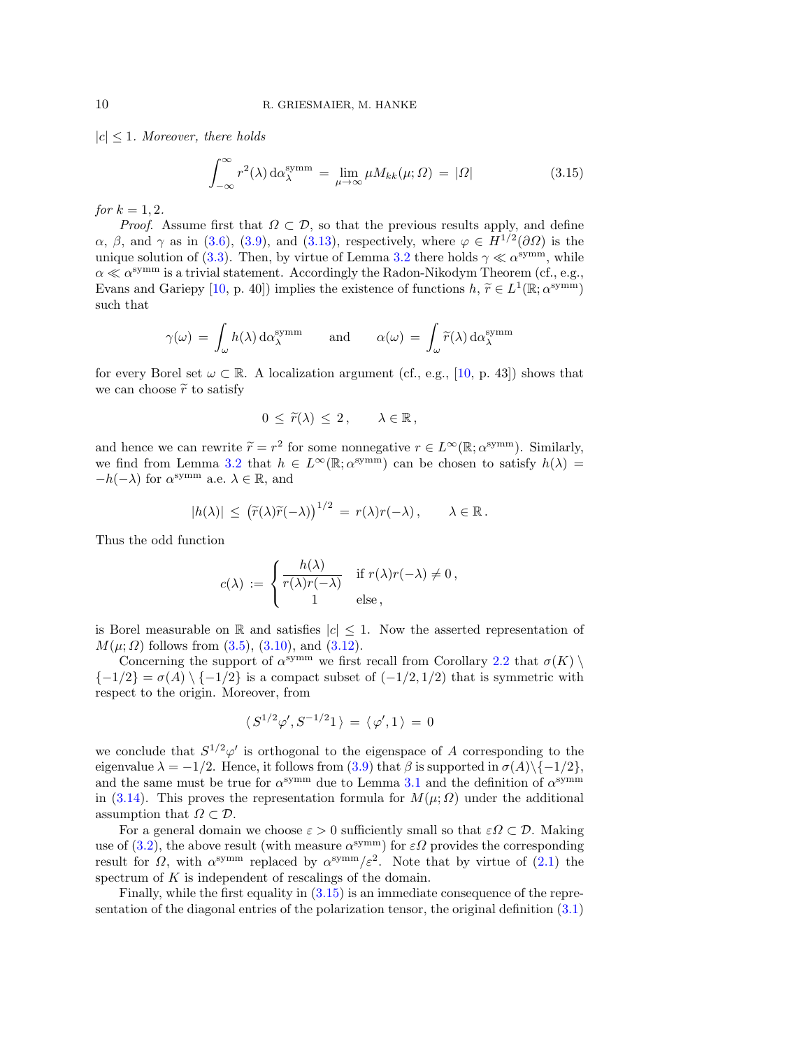$|c| \leq 1$. *Moreover, there holds*

$$\int_{-\infty}^{\infty} r^2(\lambda)\,\mathrm{d}\alpha_\lambda^{\mathrm{symm}} \;=\; \lim_{\mu\to\infty} \mu M_{kk}(\mu;\Omega) \;=\; |\Omega| \tag{3.15}$$

*for* $k = 1, 2$.

*Proof.* Assume first that $\Omega \subset \mathcal{D}$, so that the previous results apply, and define $\alpha$, $\beta$, and $\gamma$ as in (3.6), (3.9), and (3.13), respectively, where $\varphi \in H^{1/2}(\partial\Omega)$ is the unique solution of (3.3). Then, by virtue of Lemma 3.2 there holds $\gamma \ll \alpha^{\mathrm{symm}}$, while $\alpha \ll \alpha^{\mathrm{symm}}$ is a trivial statement. Accordingly the Radon-Nikodym Theorem (cf., e.g., Evans and Gariepy [10, p. 40]) implies the existence of functions $h, \widetilde{r} \in L^1(\mathbb{R};\alpha^{\mathrm{symm}})$ such that

$$\gamma(\omega) \;=\; \int_\omega h(\lambda)\,\mathrm{d}\alpha_\lambda^{\mathrm{symm}} \qquad \text{and} \qquad \alpha(\omega) \;=\; \int_\omega \widetilde{r}(\lambda)\,\mathrm{d}\alpha_\lambda^{\mathrm{symm}}$$

for every Borel set $\omega \subset \mathbb{R}$. A localization argument (cf., e.g., [10, p. 43]) shows that we can choose $\widetilde{r}$ to satisfy

$$0 \;\leq\; \widetilde{r}(\lambda) \;\leq\; 2\,, \qquad \lambda \in \mathbb{R}\,,$$

and hence we can rewrite $\widetilde{r} = r^2$ for some nonnegative $r \in L^\infty(\mathbb{R};\alpha^{\mathrm{symm}})$. Similarly, we find from Lemma 3.2 that $h \in L^\infty(\mathbb{R};\alpha^{\mathrm{symm}})$ can be chosen to satisfy $h(\lambda) = -h(-\lambda)$ for $\alpha^{\mathrm{symm}}$ a.e. $\lambda \in \mathbb{R}$, and

$$|h(\lambda)| \;\leq\; \bigl(\widetilde{r}(\lambda)\widetilde{r}(-\lambda)\bigr)^{1/2} \;=\; r(\lambda)r(-\lambda)\,, \qquad \lambda \in \mathbb{R}\,.$$

Thus the odd function

$$c(\lambda) \;:=\; \begin{cases} \dfrac{h(\lambda)}{r(\lambda)r(-\lambda)} & \text{if } r(\lambda)r(-\lambda) \neq 0\,, \\ 1 & \text{else}\,, \end{cases}$$

is Borel measurable on $\mathbb{R}$ and satisfies $|c| \leq 1$. Now the asserted representation of $M(\mu;\Omega)$ follows from (3.5), (3.10), and (3.12).

Concerning the support of $\alpha^{\mathrm{symm}}$ we first recall from Corollary 2.2 that $\sigma(K) \setminus \{-1/2\} = \sigma(A) \setminus \{-1/2\}$ is a compact subset of $(-1/2, 1/2)$ that is symmetric with respect to the origin. Moreover, from

$$\langle\, S^{1/2}\varphi', S^{-1/2}1 \,\rangle \;=\; \langle\, \varphi', 1 \,\rangle \;=\; 0$$

we conclude that $S^{1/2}\varphi'$ is orthogonal to the eigenspace of $A$ corresponding to the eigenvalue $\lambda = -1/2$. Hence, it follows from (3.9) that $\beta$ is supported in $\sigma(A)\setminus\{-1/2\}$, and the same must be true for $\alpha^{\mathrm{symm}}$ due to Lemma 3.1 and the definition of $\alpha^{\mathrm{symm}}$ in (3.14). This proves the representation formula for $M(\mu;\Omega)$ under the additional assumption that $\Omega \subset \mathcal{D}$.

For a general domain we choose $\varepsilon > 0$ sufficiently small so that $\varepsilon\Omega \subset \mathcal{D}$. Making use of (3.2), the above result (with measure $\alpha^{\mathrm{symm}}$) for $\varepsilon\Omega$ provides the corresponding result for $\Omega$, with $\alpha^{\mathrm{symm}}$ replaced by $\alpha^{\mathrm{symm}}/\varepsilon^2$. Note that by virtue of (2.1) the spectrum of $K$ is independent of rescalings of the domain.

Finally, while the first equality in (3.15) is an immediate consequence of the representation of the diagonal entries of the polarization tensor, the original definition (3.1)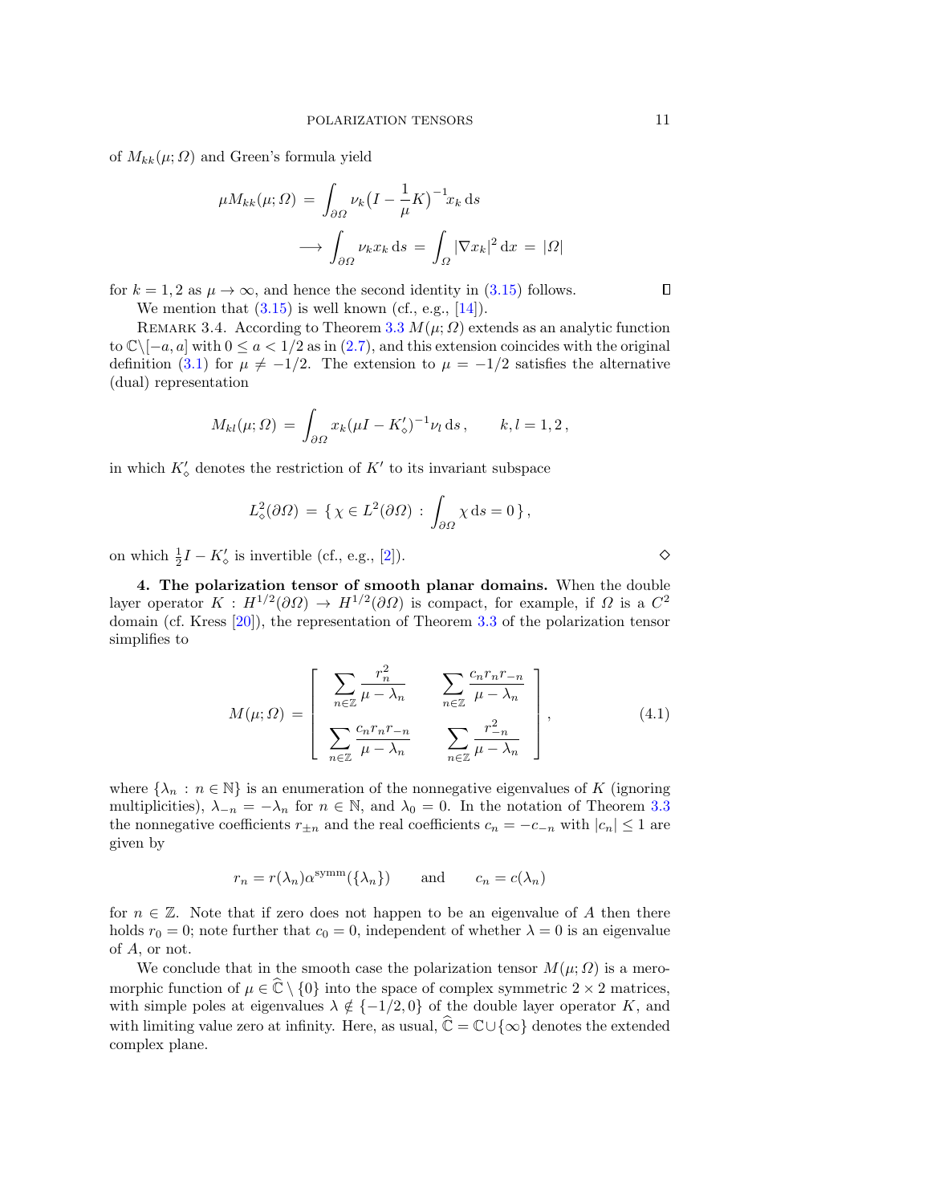of $M_{kk}(\mu;\Omega)$ and Green's formula yield

$$
\begin{aligned}
\mu M_{kk}(\mu;\Omega) \,&=\, \int_{\partial\Omega} \nu_k \bigl(I - \frac{1}{\mu}K\bigr)^{-1} x_k \,\mathrm{d}s \\
&\longrightarrow \int_{\partial\Omega} \nu_k x_k \,\mathrm{d}s \,=\, \int_{\Omega} |\nabla x_k|^2 \,\mathrm{d}x \,=\, |\Omega|
\end{aligned}
$$

for $k = 1, 2$ as $\mu \to \infty$, and hence the second identity in (3.15) follows. □

We mention that (3.15) is well known (cf., e.g., [14]).

Remark 3.4. According to Theorem 3.3 $M(\mu;\Omega)$ extends as an analytic function to $\mathbb{C}\backslash[-a, a]$ with $0 \leq a < 1/2$ as in (2.7), and this extension coincides with the original definition (3.1) for $\mu \neq -1/2$. The extension to $\mu = -1/2$ satisfies the alternative (dual) representation

$$
M_{kl}(\mu;\Omega) \,=\, \int_{\partial\Omega} x_k (\mu I - K'_\diamond)^{-1} \nu_l \,\mathrm{d}s\,, \qquad k, l = 1, 2\,,
$$

in which $K'_\diamond$ denotes the restriction of $K'$ to its invariant subspace

$$
L^2_\diamond(\partial\Omega) \,=\, \{\, \chi \in L^2(\partial\Omega) \,:\, \int_{\partial\Omega} \chi \,\mathrm{d}s = 0 \,\}\,,
$$

on which $\frac{1}{2}I - K'_\diamond$ is invertible (cf., e.g., [2]). ◇

**4. The polarization tensor of smooth planar domains.** When the double layer operator $K : H^{1/2}(\partial\Omega) \to H^{1/2}(\partial\Omega)$ is compact, for example, if $\Omega$ is a $C^2$ domain (cf. Kress [20]), the representation of Theorem 3.3 of the polarization tensor simplifies to

$$
M(\mu;\Omega) \,=\, \begin{bmatrix} \displaystyle\sum_{n\in\mathbb{Z}} \frac{r_n^2}{\mu - \lambda_n} & \displaystyle\sum_{n\in\mathbb{Z}} \frac{c_n r_n r_{-n}}{\mu - \lambda_n} \\[4mm] \displaystyle\sum_{n\in\mathbb{Z}} \frac{c_n r_n r_{-n}}{\mu - \lambda_n} & \displaystyle\sum_{n\in\mathbb{Z}} \frac{r_{-n}^2}{\mu - \lambda_n} \end{bmatrix}, \tag{4.1}
$$

where $\{\lambda_n : n \in \mathbb{N}\}$ is an enumeration of the nonnegative eigenvalues of $K$ (ignoring multiplicities), $\lambda_{-n} = -\lambda_n$ for $n \in \mathbb{N}$, and $\lambda_0 = 0$. In the notation of Theorem 3.3 the nonnegative coefficients $r_{\pm n}$ and the real coefficients $c_n = -c_{-n}$ with $|c_n| \leq 1$ are given by

$$
r_n = r(\lambda_n)\alpha^{\mathrm{symm}}(\{\lambda_n\}) \qquad \text{and} \qquad c_n = c(\lambda_n)
$$

for $n \in \mathbb{Z}$. Note that if zero does not happen to be an eigenvalue of $A$ then there holds $r_0 = 0$; note further that $c_0 = 0$, independent of whether $\lambda = 0$ is an eigenvalue of $A$, or not.

We conclude that in the smooth case the polarization tensor $M(\mu;\Omega)$ is a meromorphic function of $\mu \in \widehat{\mathbb{C}} \setminus \{0\}$ into the space of complex symmetric $2 \times 2$ matrices, with simple poles at eigenvalues $\lambda \notin \{-1/2, 0\}$ of the double layer operator $K$, and with limiting value zero at infinity. Here, as usual, $\widehat{\mathbb{C}} = \mathbb{C} \cup \{\infty\}$ denotes the extended complex plane.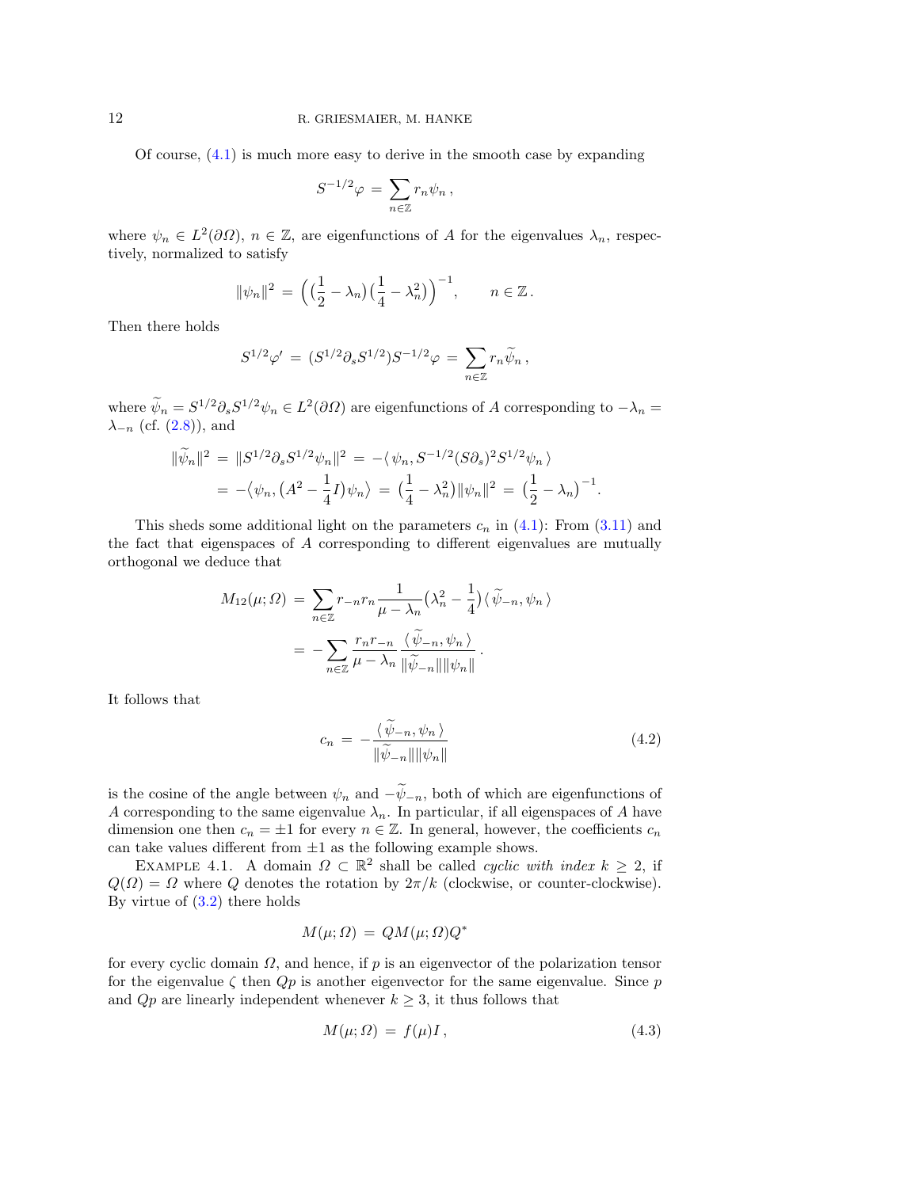Of course, (4.1) is much more easy to derive in the smooth case by expanding

$$S^{-1/2}\varphi \,=\, \sum_{n\in\mathbb{Z}} r_n \psi_n\,,$$

where $\psi_n \in L^2(\partial\Omega)$, $n\in\mathbb{Z}$, are eigenfunctions of $A$ for the eigenvalues $\lambda_n$, respectively, normalized to satisfy

$$\|\psi_n\|^2 \,=\, \Bigl(\bigl(\frac{1}{2}-\lambda_n\bigr)\bigl(\frac{1}{4}-\lambda_n^2\bigr)\Bigr)^{-1}, \qquad n\in\mathbb{Z}\,.$$

Then there holds

$$S^{1/2}\varphi' \,=\, (S^{1/2}\partial_s S^{1/2})S^{-1/2}\varphi \,=\, \sum_{n\in\mathbb{Z}} r_n \widetilde{\psi}_n\,,$$

where $\widetilde{\psi}_n = S^{1/2}\partial_s S^{1/2}\psi_n \in L^2(\partial\Omega)$ are eigenfunctions of $A$ corresponding to $-\lambda_n = \lambda_{-n}$ (cf. (2.8)), and

$$\begin{aligned}
\|\widetilde{\psi}_n\|^2 \,&=\, \|S^{1/2}\partial_s S^{1/2}\psi_n\|^2 \,=\, -\langle\, \psi_n, S^{-1/2}(S\partial_s)^2 S^{1/2}\psi_n\,\rangle \\
&=\, -\bigl\langle \psi_n, \bigl(A^2 - \frac{1}{4}I\bigr)\psi_n\bigr\rangle \,=\, \bigl(\frac{1}{4}-\lambda_n^2\bigr)\|\psi_n\|^2 \,=\, \bigl(\frac{1}{2}-\lambda_n\bigr)^{-1}.
\end{aligned}$$

This sheds some additional light on the parameters $c_n$ in (4.1): From (3.11) and the fact that eigenspaces of $A$ corresponding to different eigenvalues are mutually orthogonal we deduce that

$$\begin{aligned}
M_{12}(\mu;\Omega) \,&=\, \sum_{n\in\mathbb{Z}} r_{-n} r_n \frac{1}{\mu-\lambda_n}\bigl(\lambda_n^2 - \frac{1}{4}\bigr)\langle\, \widetilde{\psi}_{-n}, \psi_n\,\rangle \\
&=\, -\sum_{n\in\mathbb{Z}} \frac{r_n r_{-n}}{\mu-\lambda_n}\,\frac{\langle\, \widetilde{\psi}_{-n}, \psi_n\,\rangle}{\|\widetilde{\psi}_{-n}\|\|\psi_n\|}\,.
\end{aligned}$$

It follows that

$$c_n \,=\, -\frac{\langle\, \widetilde{\psi}_{-n}, \psi_n\,\rangle}{\|\widetilde{\psi}_{-n}\|\|\psi_n\|} \tag{4.2}$$

is the cosine of the angle between $\psi_n$ and $-\widetilde{\psi}_{-n}$, both of which are eigenfunctions of $A$ corresponding to the same eigenvalue $\lambda_n$. In particular, if all eigenspaces of $A$ have dimension one then $c_n = \pm 1$ for every $n\in\mathbb{Z}$. In general, however, the coefficients $c_n$ can take values different from $\pm 1$ as the following example shows.

Example 4.1. A domain $\Omega\subset\mathbb{R}^2$ shall be called *cyclic with index* $k\geq 2$, if $Q(\Omega)=\Omega$ where $Q$ denotes the rotation by $2\pi/k$ (clockwise, or counter-clockwise). By virtue of (3.2) there holds

$$M(\mu;\Omega) \,=\, QM(\mu;\Omega)Q^*$$

for every cyclic domain $\Omega$, and hence, if $p$ is an eigenvector of the polarization tensor for the eigenvalue $\zeta$ then $Qp$ is another eigenvector for the same eigenvalue. Since $p$ and $Qp$ are linearly independent whenever $k\geq 3$, it thus follows that

$$M(\mu;\Omega) \,=\, f(\mu)I\,, \tag{4.3}$$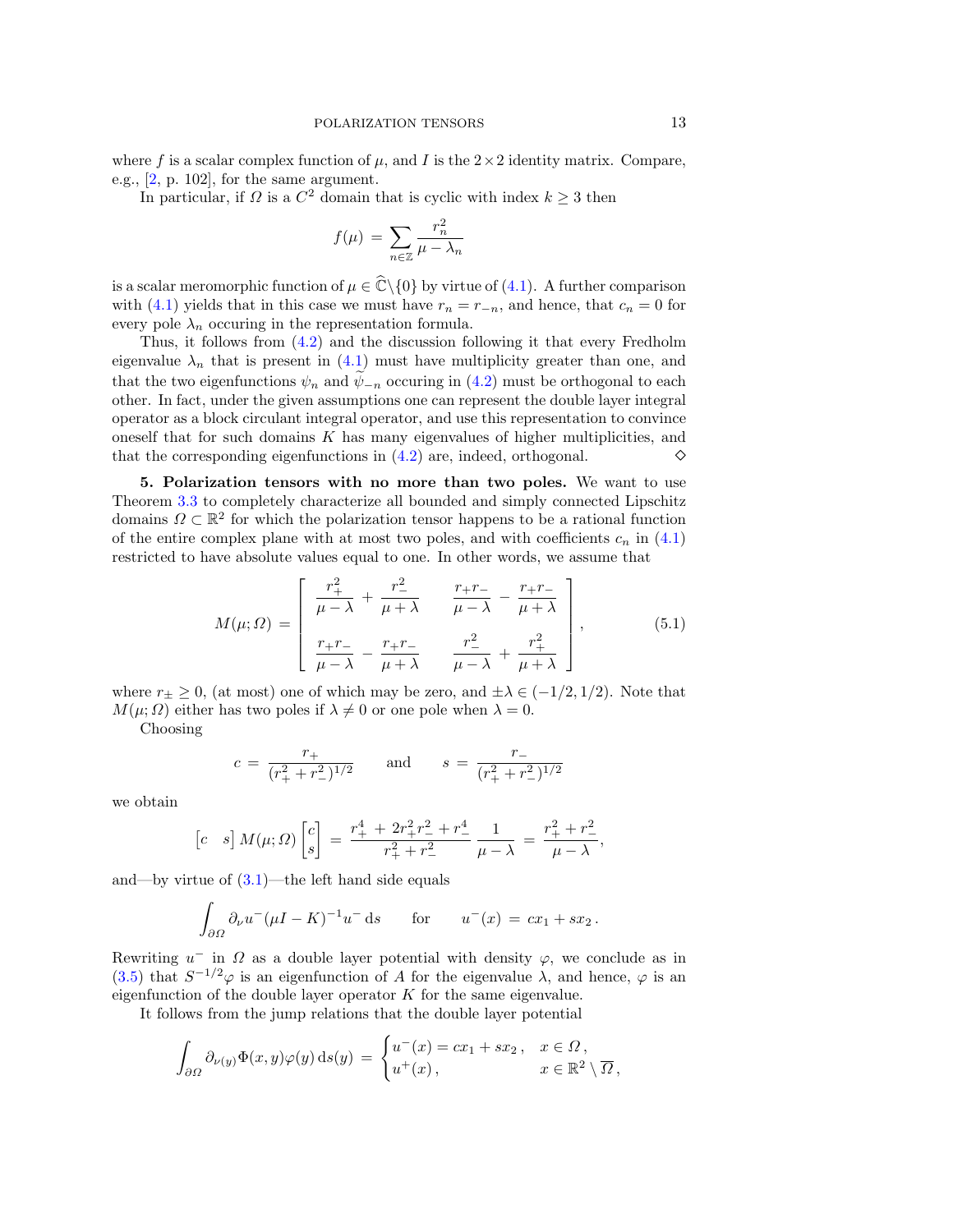where $f$ is a scalar complex function of $\mu$, and $I$ is the $2\times 2$ identity matrix. Compare, e.g., [2, p. 102], for the same argument.

In particular, if $\Omega$ is a $C^2$ domain that is cyclic with index $k\geq 3$ then

$$
f(\mu) \,=\, \sum_{n\in\mathbb{Z}} \frac{r_n^2}{\mu-\lambda_n}
$$

is a scalar meromorphic function of $\mu\in\widehat{\mathbb{C}}\backslash\{0\}$ by virtue of (4.1). A further comparison with (4.1) yields that in this case we must have $r_n = r_{-n}$, and hence, that $c_n = 0$ for every pole $\lambda_n$ occuring in the representation formula.

Thus, it follows from (4.2) and the discussion following it that every Fredholm eigenvalue $\lambda_n$ that is present in (4.1) must have multiplicity greater than one, and that the two eigenfunctions $\psi_n$ and $\widetilde{\psi}_{-n}$ occuring in (4.2) must be orthogonal to each other. In fact, under the given assumptions one can represent the double layer integral operator as a block circulant integral operator, and use this representation to convince oneself that for such domains $K$ has many eigenvalues of higher multiplicities, and that the corresponding eigenfunctions in (4.2) are, indeed, orthogonal. $\diamond$

**5. Polarization tensors with no more than two poles.** We want to use Theorem 3.3 to completely characterize all bounded and simply connected Lipschitz domains $\Omega\subset\mathbb{R}^2$ for which the polarization tensor happens to be a rational function of the entire complex plane with at most two poles, and with coefficients $c_n$ in (4.1) restricted to have absolute values equal to one. In other words, we assume that

$$
M(\mu;\Omega) \,=\, \begin{bmatrix} \dfrac{r_+^2}{\mu-\lambda} + \dfrac{r_-^2}{\mu+\lambda} & \dfrac{r_+r_-}{\mu-\lambda} - \dfrac{r_+r_-}{\mu+\lambda} \\[2ex] \dfrac{r_+r_-}{\mu-\lambda} - \dfrac{r_+r_-}{\mu+\lambda} & \dfrac{r_-^2}{\mu-\lambda} + \dfrac{r_+^2}{\mu+\lambda} \end{bmatrix}, \tag{5.1}
$$

where $r_\pm\geq 0$, (at most) one of which may be zero, and $\pm\lambda\in(-1/2,1/2)$. Note that $M(\mu;\Omega)$ either has two poles if $\lambda\neq 0$ or one pole when $\lambda=0$.

Choosing

$$
c \,=\, \frac{r_+}{(r_+^2+r_-^2)^{1/2}} \qquad\text{and}\qquad s \,=\, \frac{r_-}{(r_+^2+r_-^2)^{1/2}}
$$

we obtain

$$
\begin{bmatrix} c & s\end{bmatrix} M(\mu;\Omega)\begin{bmatrix} c\\ s\end{bmatrix} \,=\, \frac{r_+^4\,+\,2r_+^2r_-^2+r_-^4}{r_+^2+r_-^2}\,\frac{1}{\mu-\lambda} \,=\, \frac{r_+^2+r_-^2}{\mu-\lambda},
$$

and—by virtue of (3.1)—the left hand side equals

$$
\int_{\partial\Omega} \partial_\nu u^-(\mu I-K)^{-1}u^-\,\mathrm{d}s \qquad\text{for}\qquad u^-(x) \,=\, cx_1+sx_2\,.
$$

Rewriting $u^-$ in $\Omega$ as a double layer potential with density $\varphi$, we conclude as in (3.5) that $S^{-1/2}\varphi$ is an eigenfunction of $A$ for the eigenvalue $\lambda$, and hence, $\varphi$ is an eigenfunction of the double layer operator $K$ for the same eigenvalue.

It follows from the jump relations that the double layer potential

$$
\int_{\partial\Omega}\partial_{\nu(y)}\Phi(x,y)\varphi(y)\,\mathrm{d}s(y) \,=\, \begin{cases} u^-(x) = cx_1+sx_2\,, & x\in\Omega\,,\\ u^+(x)\,, & x\in\mathbb{R}^2\setminus\overline{\Omega}\,,\end{cases}
$$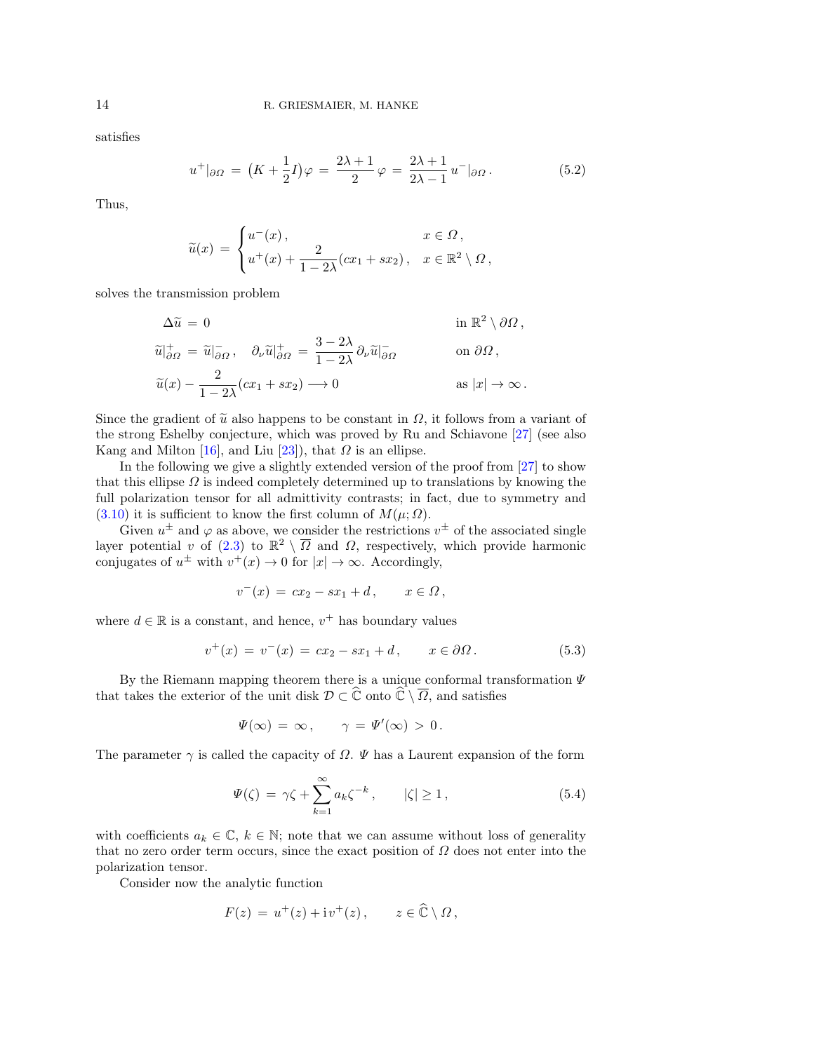satisfies

$$u^+|_{\partial\Omega} \,=\, \big(K + \frac{1}{2}I\big)\varphi \,=\, \frac{2\lambda+1}{2}\,\varphi \,=\, \frac{2\lambda+1}{2\lambda-1}\,u^-|_{\partial\Omega}\,. \tag{5.2}$$

Thus,

$$\widetilde{u}(x) \,=\, \begin{cases} u^-(x)\,, & x \in \Omega\,,\\ u^+(x) + \dfrac{2}{1-2\lambda}(cx_1 + sx_2)\,, & x \in \mathbb{R}^2 \setminus \Omega\,, \end{cases}$$

solves the transmission problem

$$\begin{aligned}
&\Delta \widetilde{u} \,=\, 0 && \text{in } \mathbb{R}^2 \setminus \partial\Omega\,,\\
&\widetilde{u}|^+_{\partial\Omega} \,=\, \widetilde{u}|^-_{\partial\Omega}\,, \quad \partial_\nu \widetilde{u}|^+_{\partial\Omega} \,=\, \frac{3-2\lambda}{1-2\lambda}\,\partial_\nu \widetilde{u}|^-_{\partial\Omega} && \text{on } \partial\Omega\,,\\
&\widetilde{u}(x) - \frac{2}{1-2\lambda}(cx_1 + sx_2) \longrightarrow 0 && \text{as } |x| \to \infty\,.
\end{aligned}$$

Since the gradient of $\widetilde{u}$ also happens to be constant in $\Omega$, it follows from a variant of the strong Eshelby conjecture, which was proved by Ru and Schiavone [27] (see also Kang and Milton [16], and Liu [23]), that $\Omega$ is an ellipse.

In the following we give a slightly extended version of the proof from [27] to show that this ellipse $\Omega$ is indeed completely determined up to translations by knowing the full polarization tensor for all admittivity contrasts; in fact, due to symmetry and (3.10) it is sufficient to know the first column of $M(\mu;\Omega)$.

Given $u^\pm$ and $\varphi$ as above, we consider the restrictions $v^\pm$ of the associated single layer potential $v$ of (2.3) to $\mathbb{R}^2 \setminus \overline{\Omega}$ and $\Omega$, respectively, which provide harmonic conjugates of $u^\pm$ with $v^+(x) \to 0$ for $|x| \to \infty$. Accordingly,

$$v^-(x) \,=\, cx_2 - sx_1 + d\,, \qquad x \in \Omega\,,$$

where $d \in \mathbb{R}$ is a constant, and hence, $v^+$ has boundary values

$$v^+(x) \,=\, v^-(x) \,=\, cx_2 - sx_1 + d\,, \qquad x \in \partial\Omega\,. \tag{5.3}$$

By the Riemann mapping theorem there is a unique conformal transformation $\Psi$ that takes the exterior of the unit disk $\mathcal{D} \subset \widehat{\mathbb{C}}$ onto $\widehat{\mathbb{C}} \setminus \overline{\Omega}$, and satisfies

$$\Psi(\infty) \,=\, \infty\,, \qquad \gamma \,=\, \Psi'(\infty) \,>\, 0\,.$$

The parameter $\gamma$ is called the capacity of $\Omega$. $\Psi$ has a Laurent expansion of the form

$$\Psi(\zeta) \,=\, \gamma\zeta + \sum_{k=1}^{\infty} a_k \zeta^{-k}\,, \qquad |\zeta| \geq 1\,, \tag{5.4}$$

with coefficients $a_k \in \mathbb{C}$, $k \in \mathbb{N}$; note that we can assume without loss of generality that no zero order term occurs, since the exact position of $\Omega$ does not enter into the polarization tensor.

Consider now the analytic function

$$F(z) \,=\, u^+(z) + \mathrm{i}\,v^+(z)\,, \qquad z \in \widehat{\mathbb{C}} \setminus \Omega\,,$$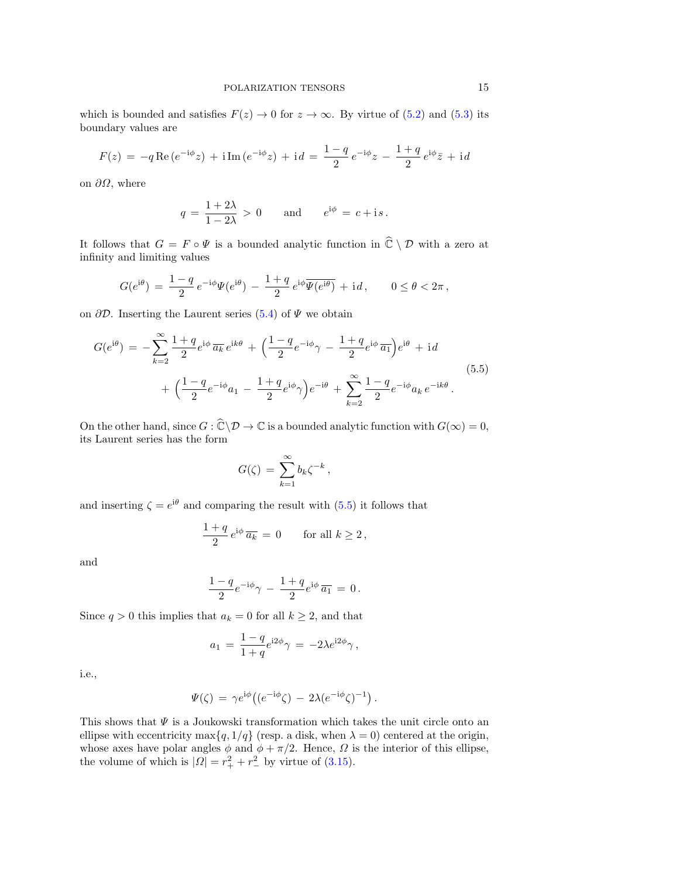which is bounded and satisfies $F(z) \to 0$ for $z \to \infty$. By virtue of (5.2) and (5.3) its boundary values are

$$F(z) \,=\, -q\,\mathrm{Re}\,(e^{-\mathrm{i}\phi}z) \,+\, \mathrm{i}\,\mathrm{Im}\,(e^{-\mathrm{i}\phi}z) \,+\, \mathrm{i}\,d \,=\, \frac{1-q}{2}\,e^{-\mathrm{i}\phi}z \,-\, \frac{1+q}{2}\,e^{\mathrm{i}\phi}\bar{z} \,+\, \mathrm{i}\,d$$

on $\partial\Omega$, where

$$q \,=\, \frac{1+2\lambda}{1-2\lambda} \,>\, 0 \qquad \text{and} \qquad e^{\mathrm{i}\phi} \,=\, c + \mathrm{i}\,s\,.$$

It follows that $G = F \circ \Psi$ is a bounded analytic function in $\widehat{\mathbb{C}} \setminus \mathcal{D}$ with a zero at infinity and limiting values

$$G(e^{\mathrm{i}\theta}) \,=\, \frac{1-q}{2}\,e^{-\mathrm{i}\phi}\Psi(e^{\mathrm{i}\theta}) \,-\, \frac{1+q}{2}\,e^{\mathrm{i}\phi}\overline{\Psi(e^{\mathrm{i}\theta})} \,+\, \mathrm{i}\,d\,, \qquad 0 \leq \theta < 2\pi\,,$$

on $\partial\mathcal{D}$. Inserting the Laurent series (5.4) of $\Psi$ we obtain

$$\begin{aligned} G(e^{\mathrm{i}\theta}) \,=\, &-\sum_{k=2}^{\infty} \frac{1+q}{2}e^{\mathrm{i}\phi}\,\overline{a_k}\,e^{\mathrm{i}k\theta} \,+\, \Big(\frac{1-q}{2}e^{-\mathrm{i}\phi}\gamma \,-\, \frac{1+q}{2}e^{\mathrm{i}\phi}\,\overline{a_1}\Big)e^{\mathrm{i}\theta} \,+\, \mathrm{i}\,d \\ &+\, \Big(\frac{1-q}{2}e^{-\mathrm{i}\phi}a_1 \,-\, \frac{1+q}{2}e^{\mathrm{i}\phi}\gamma\Big)e^{-\mathrm{i}\theta} \,+\, \sum_{k=2}^{\infty}\frac{1-q}{2}e^{-\mathrm{i}\phi}a_k\,e^{-\mathrm{i}k\theta}\,. \end{aligned} \tag{5.5}$$

On the other hand, since $G : \widehat{\mathbb{C}}\setminus\mathcal{D} \to \mathbb{C}$ is a bounded analytic function with $G(\infty) = 0$, its Laurent series has the form

$$G(\zeta) \,=\, \sum_{k=1}^{\infty} b_k \zeta^{-k}\,,$$

and inserting $\zeta = e^{\mathrm{i}\theta}$ and comparing the result with (5.5) it follows that

$$\frac{1+q}{2}\,e^{\mathrm{i}\phi}\,\overline{a_k} \,=\, 0 \qquad \text{for all } k \geq 2\,,$$

and

$$\frac{1-q}{2}e^{-\mathrm{i}\phi}\gamma \,-\, \frac{1+q}{2}e^{\mathrm{i}\phi}\,\overline{a_1} \,=\, 0\,.$$

Since $q > 0$ this implies that $a_k = 0$ for all $k \geq 2$, and that

$$a_1 \,=\, \frac{1-q}{1+q}e^{\mathrm{i}2\phi}\gamma \,=\, -2\lambda e^{\mathrm{i}2\phi}\gamma\,,$$

i.e.,

$$\Psi(\zeta) \,=\, \gamma e^{\mathrm{i}\phi}\big((e^{-\mathrm{i}\phi}\zeta) \,-\, 2\lambda(e^{-\mathrm{i}\phi}\zeta)^{-1}\big)\,.$$

This shows that $\Psi$ is a Joukowski transformation which takes the unit circle onto an ellipse with eccentricity $\max\{q, 1/q\}$ (resp. a disk, when $\lambda = 0$) centered at the origin, whose axes have polar angles $\phi$ and $\phi + \pi/2$. Hence, $\Omega$ is the interior of this ellipse, the volume of which is $|\Omega| = r_+^2 + r_-^2$ by virtue of (3.15).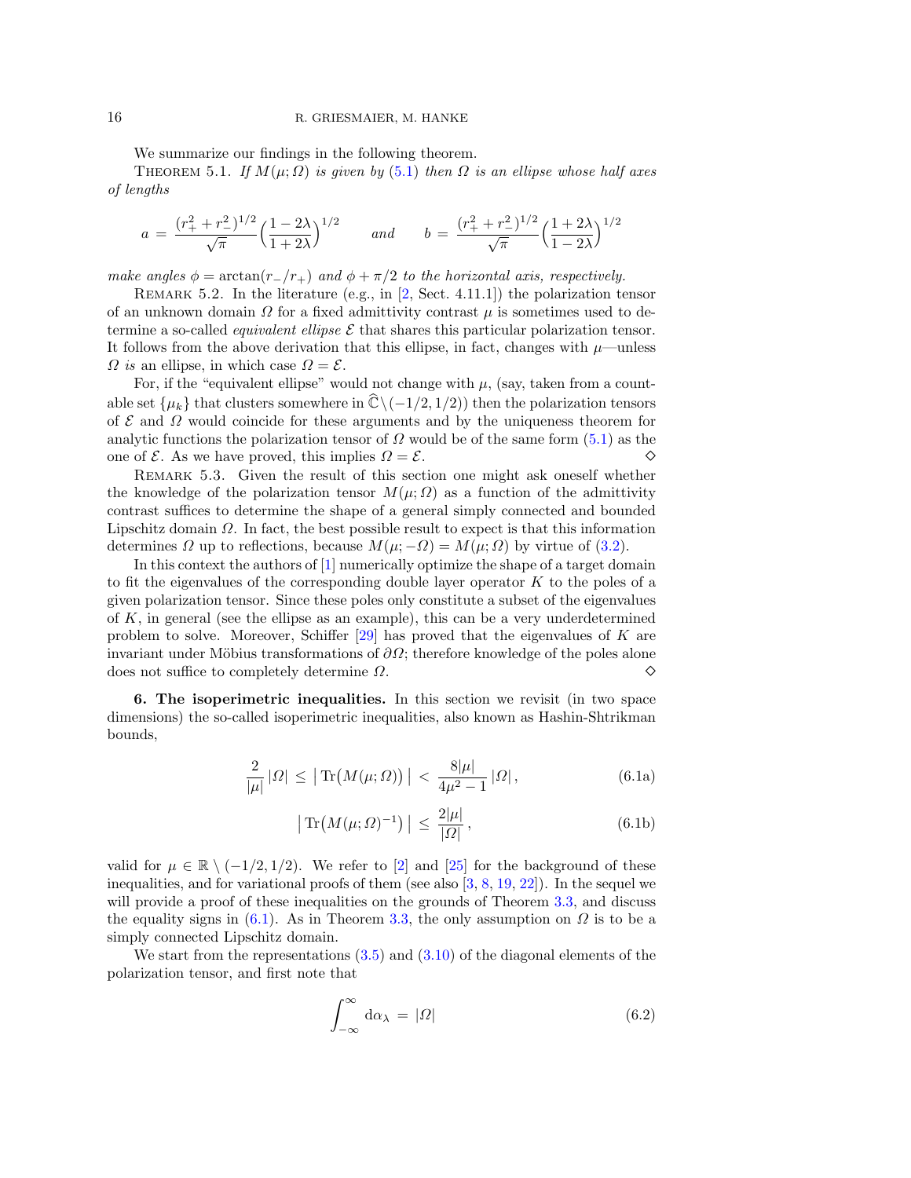We summarize our findings in the following theorem.

Theorem 5.1. *If $M(\mu;\Omega)$ is given by (5.1) then $\Omega$ is an ellipse whose half axes of lengths*

$$a \,=\, \frac{(r_+^2+r_-^2)^{1/2}}{\sqrt{\pi}}\Big(\frac{1-2\lambda}{1+2\lambda}\Big)^{1/2} \qquad \textit{and} \qquad b \,=\, \frac{(r_+^2+r_-^2)^{1/2}}{\sqrt{\pi}}\Big(\frac{1+2\lambda}{1-2\lambda}\Big)^{1/2}$$

*make angles $\phi = \arctan(r_-/r_+)$ and $\phi+\pi/2$ to the horizontal axis, respectively.*

Remark 5.2. In the literature (e.g., in [2, Sect. 4.11.1]) the polarization tensor of an unknown domain $\Omega$ for a fixed admittivity contrast $\mu$ is sometimes used to determine a so-called *equivalent ellipse* $\mathcal{E}$ that shares this particular polarization tensor. It follows from the above derivation that this ellipse, in fact, changes with $\mu$—unless $\Omega$ *is* an ellipse, in which case $\Omega = \mathcal{E}$.

For, if the "equivalent ellipse" would not change with $\mu$, (say, taken from a countable set $\{\mu_k\}$ that clusters somewhere in $\widehat{\mathbb{C}}\setminus(-1/2,1/2)$) then the polarization tensors of $\mathcal{E}$ and $\Omega$ would coincide for these arguments and by the uniqueness theorem for analytic functions the polarization tensor of $\Omega$ would be of the same form (5.1) as the one of $\mathcal{E}$. As we have proved, this implies $\Omega = \mathcal{E}$. ◇

Remark 5.3. Given the result of this section one might ask oneself whether the knowledge of the polarization tensor $M(\mu;\Omega)$ as a function of the admittivity contrast suffices to determine the shape of a general simply connected and bounded Lipschitz domain $\Omega$. In fact, the best possible result to expect is that this information determines $\Omega$ up to reflections, because $M(\mu;-\Omega) = M(\mu;\Omega)$ by virtue of (3.2).

In this context the authors of [1] numerically optimize the shape of a target domain to fit the eigenvalues of the corresponding double layer operator $K$ to the poles of a given polarization tensor. Since these poles only constitute a subset of the eigenvalues of $K$, in general (see the ellipse as an example), this can be a very underdetermined problem to solve. Moreover, Schiffer [29] has proved that the eigenvalues of $K$ are invariant under Möbius transformations of $\partial\Omega$; therefore knowledge of the poles alone does not suffice to completely determine $\Omega$. ◇

**6. The isoperimetric inequalities.** In this section we revisit (in two space dimensions) the so-called isoperimetric inequalities, also known as Hashin-Shtrikman bounds,

$$\frac{2}{|\mu|}\,|\Omega| \,\le\, \big|\operatorname{Tr}\big(M(\mu;\Omega)\big)\big| \,<\, \frac{8|\mu|}{4\mu^2-1}\,|\Omega|\,, \tag{6.1a}$$

$$\big|\operatorname{Tr}\big(M(\mu;\Omega)^{-1}\big)\big| \,\le\, \frac{2|\mu|}{|\Omega|}\,, \tag{6.1b}$$

valid for $\mu \in \mathbb{R}\setminus(-1/2,1/2)$. We refer to [2] and [25] for the background of these inequalities, and for variational proofs of them (see also [3, 8, 19, 22]). In the sequel we will provide a proof of these inequalities on the grounds of Theorem 3.3, and discuss the equality signs in (6.1). As in Theorem 3.3, the only assumption on $\Omega$ is to be a simply connected Lipschitz domain.

We start from the representations (3.5) and (3.10) of the diagonal elements of the polarization tensor, and first note that

$$\int_{-\infty}^{\infty} \mathrm{d}\alpha_\lambda \,=\, |\Omega| \tag{6.2}$$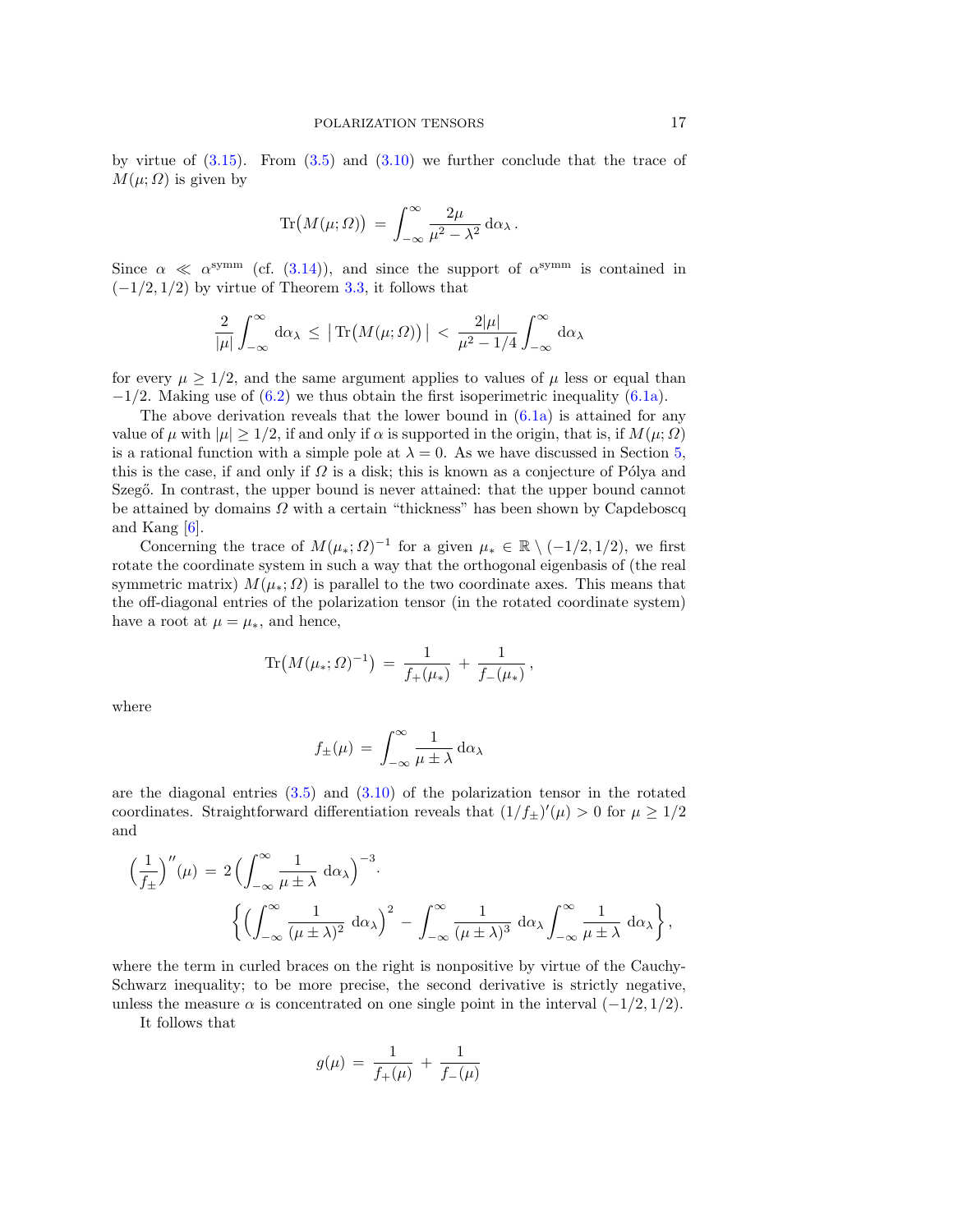by virtue of (3.15). From (3.5) and (3.10) we further conclude that the trace of $M(\mu;\Omega)$ is given by

$$\operatorname{Tr}\big(M(\mu;\Omega)\big) \;=\; \int_{-\infty}^{\infty} \frac{2\mu}{\mu^2-\lambda^2}\,\mathrm{d}\alpha_\lambda\,.$$

Since $\alpha \ll \alpha^{\text{symm}}$ (cf. (3.14)), and since the support of $\alpha^{\text{symm}}$ is contained in $(-1/2,1/2)$ by virtue of Theorem 3.3, it follows that

$$\frac{2}{|\mu|}\int_{-\infty}^{\infty}\mathrm{d}\alpha_\lambda \;\le\; \big|\operatorname{Tr}\big(M(\mu;\Omega)\big)\big| \;<\; \frac{2|\mu|}{\mu^2-1/4}\int_{-\infty}^{\infty}\mathrm{d}\alpha_\lambda$$

for every $\mu \ge 1/2$, and the same argument applies to values of $\mu$ less or equal than $-1/2$. Making use of (6.2) we thus obtain the first isoperimetric inequality (6.1a).

The above derivation reveals that the lower bound in (6.1a) is attained for any value of $\mu$ with $|\mu|\ge 1/2$, if and only if $\alpha$ is supported in the origin, that is, if $M(\mu;\Omega)$ is a rational function with a simple pole at $\lambda=0$. As we have discussed in Section 5, this is the case, if and only if $\Omega$ is a disk; this is known as a conjecture of Pólya and Szegő. In contrast, the upper bound is never attained: that the upper bound cannot be attained by domains $\Omega$ with a certain "thickness" has been shown by Capdeboscq and Kang [6].

Concerning the trace of $M(\mu_*;\Omega)^{-1}$ for a given $\mu_*\in\mathbb{R}\setminus(-1/2,1/2)$, we first rotate the coordinate system in such a way that the orthogonal eigenbasis of (the real symmetric matrix) $M(\mu_*;\Omega)$ is parallel to the two coordinate axes. This means that the off-diagonal entries of the polarization tensor (in the rotated coordinate system) have a root at $\mu=\mu_*$, and hence,

$$\operatorname{Tr}\big(M(\mu_*;\Omega)^{-1}\big) \;=\; \frac{1}{f_+(\mu_*)} \;+\; \frac{1}{f_-(\mu_*)}\,,$$

where

$$f_\pm(\mu) \;=\; \int_{-\infty}^{\infty}\frac{1}{\mu\pm\lambda}\,\mathrm{d}\alpha_\lambda$$

are the diagonal entries (3.5) and (3.10) of the polarization tensor in the rotated coordinates. Straightforward differentiation reveals that $(1/f_\pm)'(\mu)>0$ for $\mu\ge 1/2$ and

$$\begin{aligned}\Big(\frac{1}{f_\pm}\Big)''(\mu) \;=\; 2\Big(\int_{-\infty}^{\infty}\frac{1}{\mu\pm\lambda}\,\mathrm{d}\alpha_\lambda\Big)^{-3}\cdot\\ \bigg\{\Big(\int_{-\infty}^{\infty}\frac{1}{(\mu\pm\lambda)^2}\,\mathrm{d}\alpha_\lambda\Big)^2 - \int_{-\infty}^{\infty}\frac{1}{(\mu\pm\lambda)^3}\,\mathrm{d}\alpha_\lambda\int_{-\infty}^{\infty}\frac{1}{\mu\pm\lambda}\,\mathrm{d}\alpha_\lambda\bigg\}\,,\end{aligned}$$

where the term in curled braces on the right is nonpositive by virtue of the Cauchy-Schwarz inequality; to be more precise, the second derivative is strictly negative, unless the measure $\alpha$ is concentrated on one single point in the interval $(-1/2,1/2)$.

It follows that

$$g(\mu) \;=\; \frac{1}{f_+(\mu)} \;+\; \frac{1}{f_-(\mu)}$$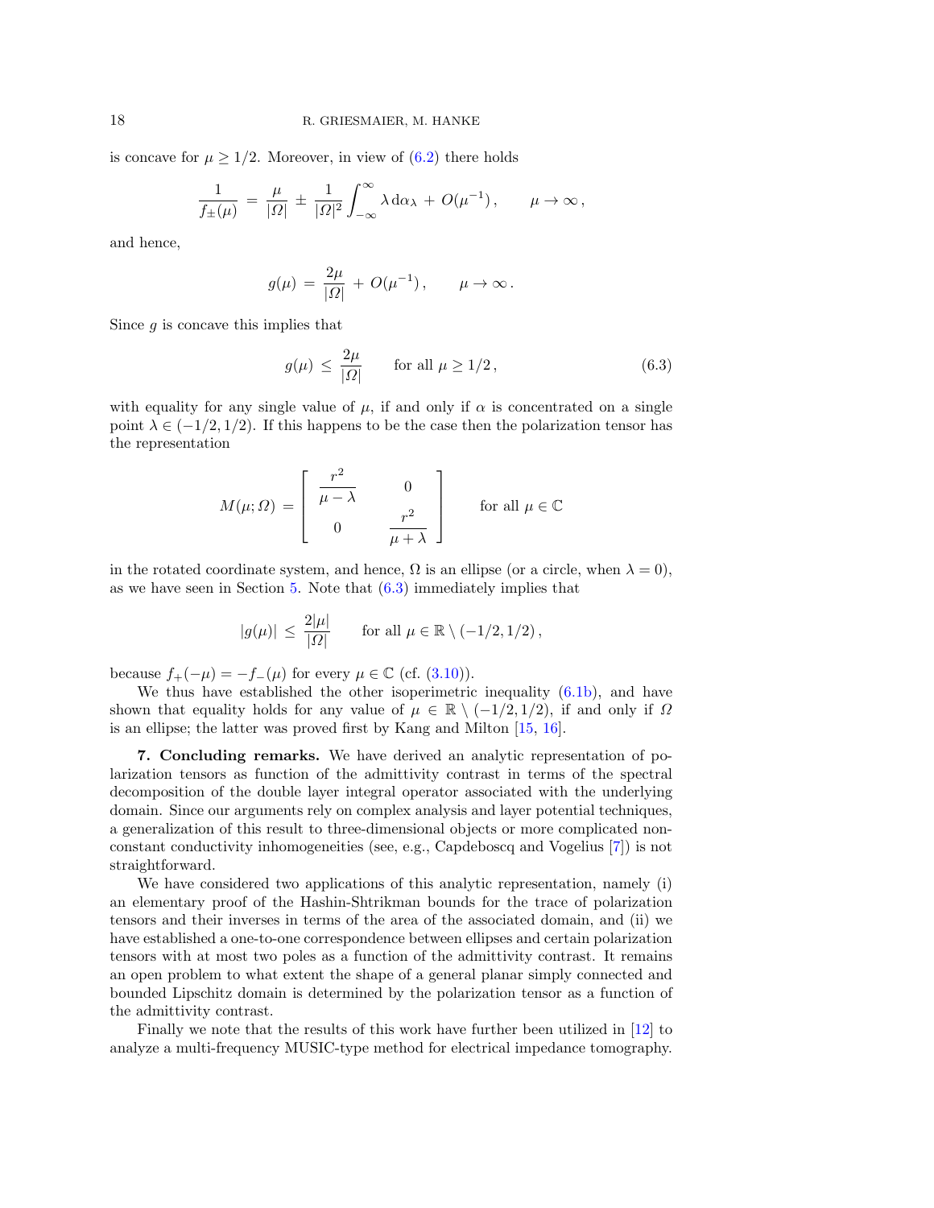is concave for $\mu \geq 1/2$. Moreover, in view of (6.2) there holds

$$\frac{1}{f_\pm(\mu)} \,=\, \frac{\mu}{|\Omega|} \,\pm\, \frac{1}{|\Omega|^2}\int_{-\infty}^{\infty} \lambda \,\mathrm{d}\alpha_\lambda \,+\, O(\mu^{-1})\,, \qquad \mu \to \infty\,,$$

and hence,

$$g(\mu) \,=\, \frac{2\mu}{|\Omega|} \,+\, O(\mu^{-1})\,, \qquad \mu \to \infty\,.$$

Since $g$ is concave this implies that

$$g(\mu) \,\leq\, \frac{2\mu}{|\Omega|} \qquad \text{for all } \mu \geq 1/2\,, \tag{6.3}$$

with equality for any single value of $\mu$, if and only if $\alpha$ is concentrated on a single point $\lambda \in (-1/2, 1/2)$. If this happens to be the case then the polarization tensor has the representation

$$M(\mu;\Omega) \,=\, \begin{bmatrix} \dfrac{r^2}{\mu - \lambda} & 0 \\ 0 & \dfrac{r^2}{\mu + \lambda} \end{bmatrix} \qquad \text{for all } \mu \in \mathbb{C}$$

in the rotated coordinate system, and hence, $\Omega$ is an ellipse (or a circle, when $\lambda = 0$), as we have seen in Section 5. Note that (6.3) immediately implies that

$$|g(\mu)| \,\leq\, \frac{2|\mu|}{|\Omega|} \qquad \text{for all } \mu \in \mathbb{R} \setminus (-1/2, 1/2)\,,$$

because $f_+(-\mu) = -f_-(\mu)$ for every $\mu \in \mathbb{C}$ (cf. (3.10)).

We thus have established the other isoperimetric inequality (6.1b), and have shown that equality holds for any value of $\mu \in \mathbb{R} \setminus (-1/2, 1/2)$, if and only if $\Omega$ is an ellipse; the latter was proved first by Kang and Milton [15, 16].

**7. Concluding remarks.** We have derived an analytic representation of polarization tensors as function of the admittivity contrast in terms of the spectral decomposition of the double layer integral operator associated with the underlying domain. Since our arguments rely on complex analysis and layer potential techniques, a generalization of this result to three-dimensional objects or more complicated non-constant conductivity inhomogeneities (see, e.g., Capdeboscq and Vogelius [7]) is not straightforward.

We have considered two applications of this analytic representation, namely (i) an elementary proof of the Hashin-Shtrikman bounds for the trace of polarization tensors and their inverses in terms of the area of the associated domain, and (ii) we have established a one-to-one correspondence between ellipses and certain polarization tensors with at most two poles as a function of the admittivity contrast. It remains an open problem to what extent the shape of a general planar simply connected and bounded Lipschitz domain is determined by the polarization tensor as a function of the admittivity contrast.

Finally we note that the results of this work have further been utilized in [12] to analyze a multi-frequency MUSIC-type method for electrical impedance tomography.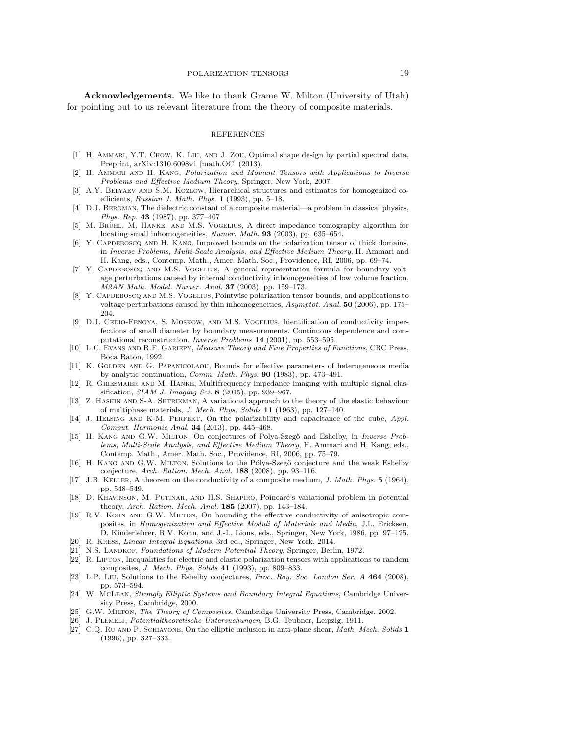**Acknowledgements.** We like to thank Grame W. Milton (University of Utah) for pointing out to us relevant literature from the theory of composite materials.

## REFERENCES

[1] H. Ammari, Y.T. Chow, K. Liu, and J. Zou, Optimal shape design by partial spectral data, Preprint, arXiv:1310.6098v1 [math.OC] (2013).

[2] H. Ammari and H. Kang, *Polarization and Moment Tensors with Applications to Inverse Problems and Effective Medium Theory*, Springer, New York, 2007.

[3] A.Y. Belyaev and S.M. Kozlow, Hierarchical structures and estimates for homogenized coefficients, *Russian J. Math. Phys.* **1** (1993), pp. 5–18.

[4] D.J. Bergman, The dielectric constant of a composite material—a problem in classical physics, *Phys. Rep.* **43** (1987), pp. 377–407

[5] M. Brühl, M. Hanke, and M.S. Vogelius, A direct impedance tomography algorithm for locating small inhomogeneities, *Numer. Math.* **93** (2003), pp. 635–654.

[6] Y. Capdeboscq and H. Kang, Improved bounds on the polarization tensor of thick domains, in *Inverse Problems, Multi-Scale Analysis, and Effective Medium Theory*, H. Ammari and H. Kang, eds., Contemp. Math., Amer. Math. Soc., Providence, RI, 2006, pp. 69–74.

[7] Y. Capdeboscq and M.S. Vogelius, A general representation formula for boundary voltage perturbations caused by internal conductivity inhomogeneities of low volume fraction, *M2AN Math. Model. Numer. Anal.* **37** (2003), pp. 159–173.

[8] Y. Capdeboscq and M.S. Vogelius, Pointwise polarization tensor bounds, and applications to voltage perturbations caused by thin inhomogeneities, *Asymptot. Anal.* **50** (2006), pp. 175–204.

[9] D.J. Cedio-Fengya, S. Moskow, and M.S. Vogelius, Identification of conductivity imperfections of small diameter by boundary measurements. Continuous dependence and computational reconstruction, *Inverse Problems* **14** (2001), pp. 553–595.

[10] L.C. Evans and R.F. Gariepy, *Measure Theory and Fine Properties of Functions*, CRC Press, Boca Raton, 1992.

[11] K. Golden and G. Papanicolaou, Bounds for effective parameters of heterogeneous media by analytic continuation, *Comm. Math. Phys.* **90** (1983), pp. 473–491.

[12] R. Griesmaier and M. Hanke, Multifrequency impedance imaging with multiple signal classification, *SIAM J. Imaging Sci.* **8** (2015), pp. 939–967.

[13] Z. Hashin and S-A. Shtrikman, A variational approach to the theory of the elastic behaviour of multiphase materials, *J. Mech. Phys. Solids* **11** (1963), pp. 127–140.

[14] J. Helsing and K-M. Perfekt, On the polarizability and capacitance of the cube, *Appl. Comput. Harmonic Anal.* **34** (2013), pp. 445–468.

[15] H. Kang and G.W. Milton, On conjectures of Polya-Szegő and Eshelby, in *Inverse Problems, Multi-Scale Analysis, and Effective Medium Theory*, H. Ammari and H. Kang, eds., Contemp. Math., Amer. Math. Soc., Providence, RI, 2006, pp. 75–79.

[16] H. Kang and G.W. Milton, Solutions to the Pólya-Szegő conjecture and the weak Eshelby conjecture, *Arch. Ration. Mech. Anal.* **188** (2008), pp. 93–116.

[17] J.B. Keller, A theorem on the conductivity of a composite medium, *J. Math. Phys.* **5** (1964), pp. 548–549.

[18] D. Khavinson, M. Putinar, and H.S. Shapiro, Poincaré's variational problem in potential theory, *Arch. Ration. Mech. Anal.* **185** (2007), pp. 143–184.

[19] R.V. Kohn and G.W. Milton, On bounding the effective conductivity of anisotropic composites, in *Homogenization and Effective Moduli of Materials and Media*, J.L. Ericksen, D. Kinderlehrer, R.V. Kohn, and J.-L. Lions, eds., Springer, New York, 1986, pp. 97–125.

[20] R. Kress, *Linear Integral Equations*, 3rd ed., Springer, New York, 2014.

[21] N.S. Landkof, *Foundations of Modern Potential Theory*, Springer, Berlin, 1972.

[22] R. Lipton, Inequalities for electric and elastic polarization tensors with applications to random composites, *J. Mech. Phys. Solids* **41** (1993), pp. 809–833.

[23] L.P. Liu, Solutions to the Eshelby conjectures, *Proc. Roy. Soc. London Ser. A* **464** (2008), pp. 573–594.

[24] W. McLean, *Strongly Elliptic Systems and Boundary Integral Equations*, Cambridge University Press, Cambridge, 2000.

[25] G.W. Milton, *The Theory of Composites*, Cambridge University Press, Cambridge, 2002.

[26] J. Plemelj, *Potentialtheoretische Untersuchungen*, B.G. Teubner, Leipzig, 1911.

[27] C.Q. Ru and P. Schiavone, On the elliptic inclusion in anti-plane shear, *Math. Mech. Solids* **1** (1996), pp. 327–333.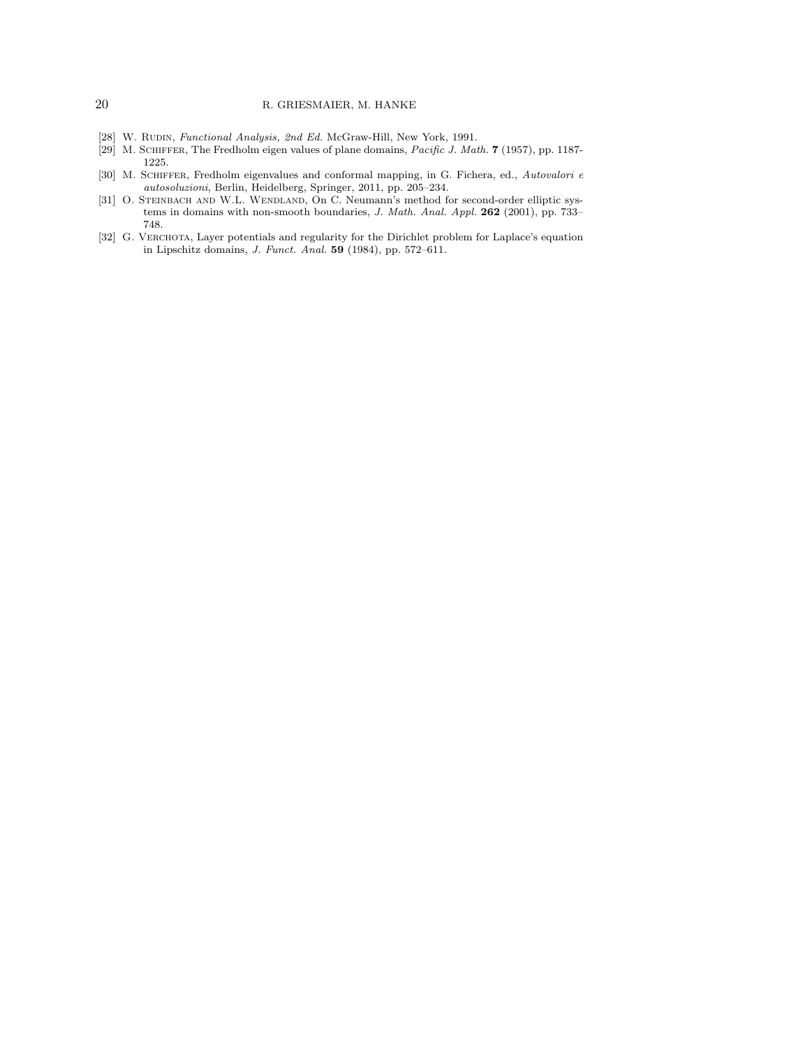[28] W. RUDIN, *Functional Analysis, 2nd Ed.* McGraw-Hill, New York, 1991.

[29] M. SCHIFFER, The Fredholm eigen values of plane domains, *Pacific J. Math.* **7** (1957), pp. 1187-1225.

[30] M. SCHIFFER, Fredholm eigenvalues and conformal mapping, in G. Fichera, ed., *Autovalori e autosoluzioni*, Berlin, Heidelberg, Springer, 2011, pp. 205–234.

[31] O. STEINBACH AND W.L. WENDLAND, On C. Neumann's method for second-order elliptic systems in domains with non-smooth boundaries, *J. Math. Anal. Appl.* **262** (2001), pp. 733–748.

[32] G. VERCHOTA, Layer potentials and regularity for the Dirichlet problem for Laplace's equation in Lipschitz domains, *J. Funct. Anal.* **59** (1984), pp. 572–611.